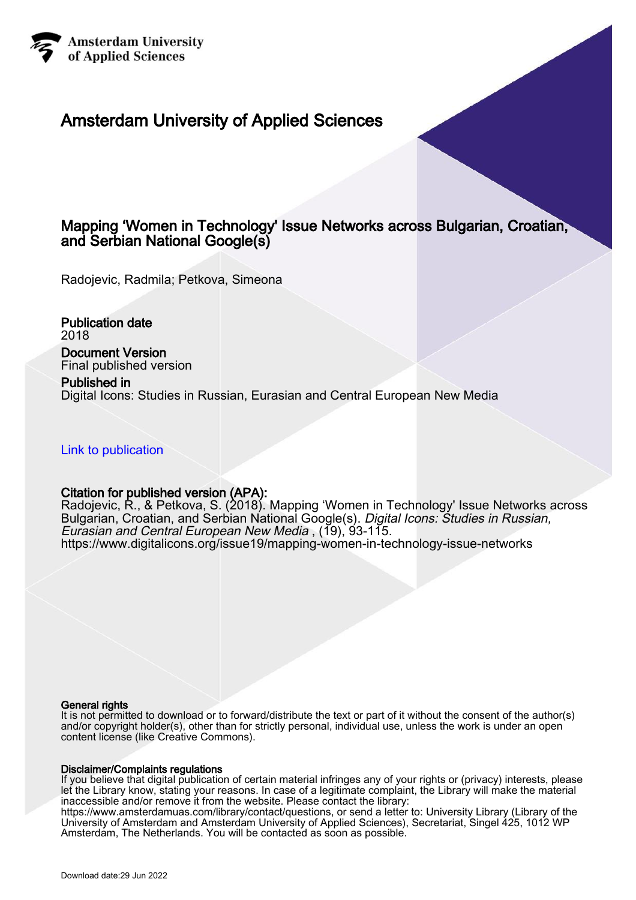Amsterdam University of Applied Sciences

# Amsterdam University of Applied Sciences

## Mapping ‘Women in Technology' Issue Networks across Bulgarian, Croatian, and Serbian National Google(s)

Radojevic, Radmila; Petkova, Simeona

**Publication date**
2018

**Document Version**
Final published version

**Published in**
Digital Icons: Studies in Russian, Eurasian and Central European New Media

Link to publication

**Citation for published version (APA):**
Radojevic, R., & Petkova, S. (2018). Mapping ‘Women in Technology' Issue Networks across Bulgarian, Croatian, and Serbian National Google(s). *Digital Icons: Studies in Russian, Eurasian and Central European New Media* , (19), 93-115.
https://www.digitalicons.org/issue19/mapping-women-in-technology-issue-networks

**General rights**
It is not permitted to download or to forward/distribute the text or part of it without the consent of the author(s) and/or copyright holder(s), other than for strictly personal, individual use, unless the work is under an open content license (like Creative Commons).

**Disclaimer/Complaints regulations**
If you believe that digital publication of certain material infringes any of your rights or (privacy) interests, please let the Library know, stating your reasons. In case of a legitimate complaint, the Library will make the material inaccessible and/or remove it from the website. Please contact the library:
https://www.amsterdamuas.com/library/contact/questions, or send a letter to: University Library (Library of the University of Amsterdam and Amsterdam University of Applied Sciences), Secretariat, Singel 425, 1012 WP Amsterdam, The Netherlands. You will be contacted as soon as possible.

Download date:29 Jun 2022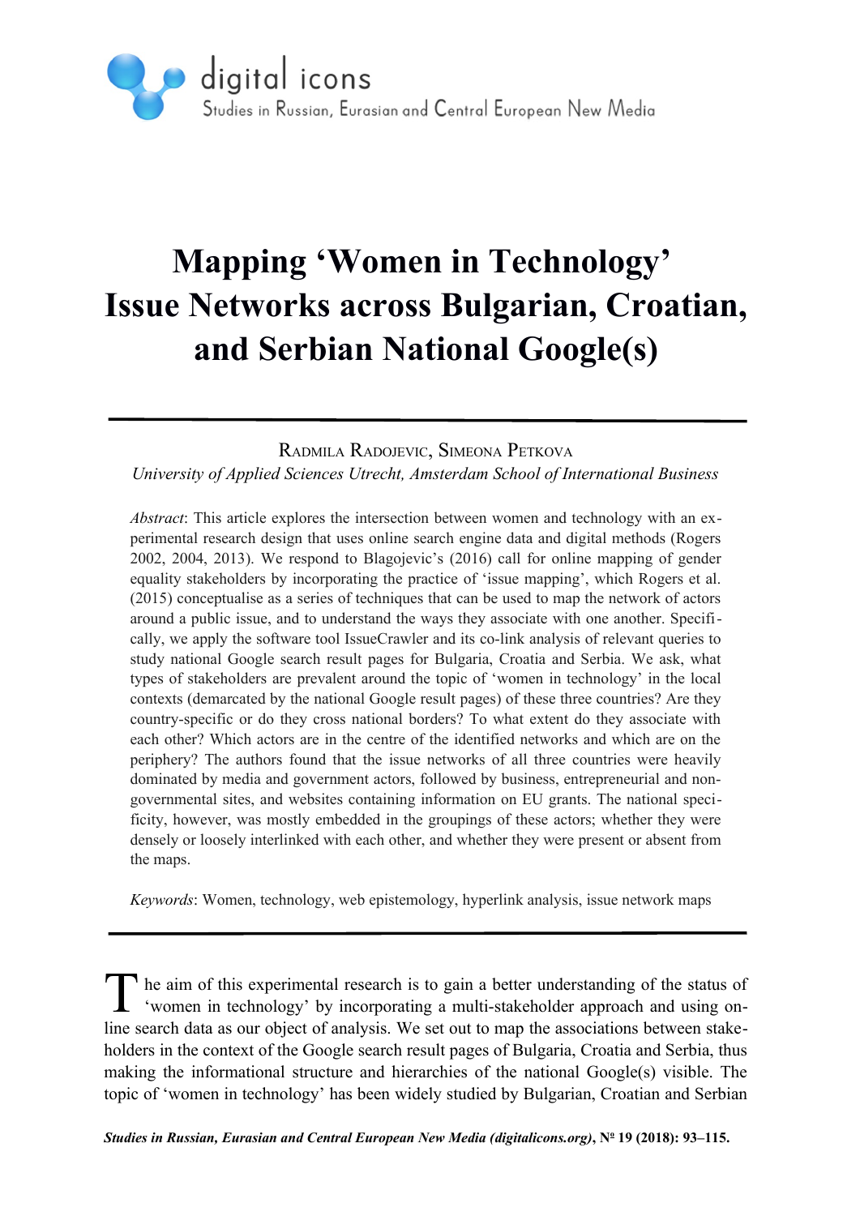# Mapping 'Women in Technology' Issue Networks across Bulgarian, Croatian, and Serbian National Google(s)

RADMILA RADOJEVIC, SIMEONA PETKOVA

*University of Applied Sciences Utrecht, Amsterdam School of International Business*

*Abstract*: This article explores the intersection between women and technology with an experimental research design that uses online search engine data and digital methods (Rogers 2002, 2004, 2013). We respond to Blagojevic's (2016) call for online mapping of gender equality stakeholders by incorporating the practice of 'issue mapping', which Rogers et al. (2015) conceptualise as a series of techniques that can be used to map the network of actors around a public issue, and to understand the ways they associate with one another. Specifically, we apply the software tool IssueCrawler and its co-link analysis of relevant queries to study national Google search result pages for Bulgaria, Croatia and Serbia. We ask, what types of stakeholders are prevalent around the topic of 'women in technology' in the local contexts (demarcated by the national Google result pages) of these three countries? Are they country-specific or do they cross national borders? To what extent do they associate with each other? Which actors are in the centre of the identified networks and which are on the periphery? The authors found that the issue networks of all three countries were heavily dominated by media and government actors, followed by business, entrepreneurial and non-governmental sites, and websites containing information on EU grants. The national specificity, however, was mostly embedded in the groupings of these actors; whether they were densely or loosely interlinked with each other, and whether they were present or absent from the maps.

*Keywords*: Women, technology, web epistemology, hyperlink analysis, issue network maps

---

The aim of this experimental research is to gain a better understanding of the status of 'women in technology' by incorporating a multi-stakeholder approach and using online search data as our object of analysis. We set out to map the associations between stakeholders in the context of the Google search result pages of Bulgaria, Croatia and Serbia, thus making the informational structure and hierarchies of the national Google(s) visible. The topic of 'women in technology' has been widely studied by Bulgarian, Croatian and Serbian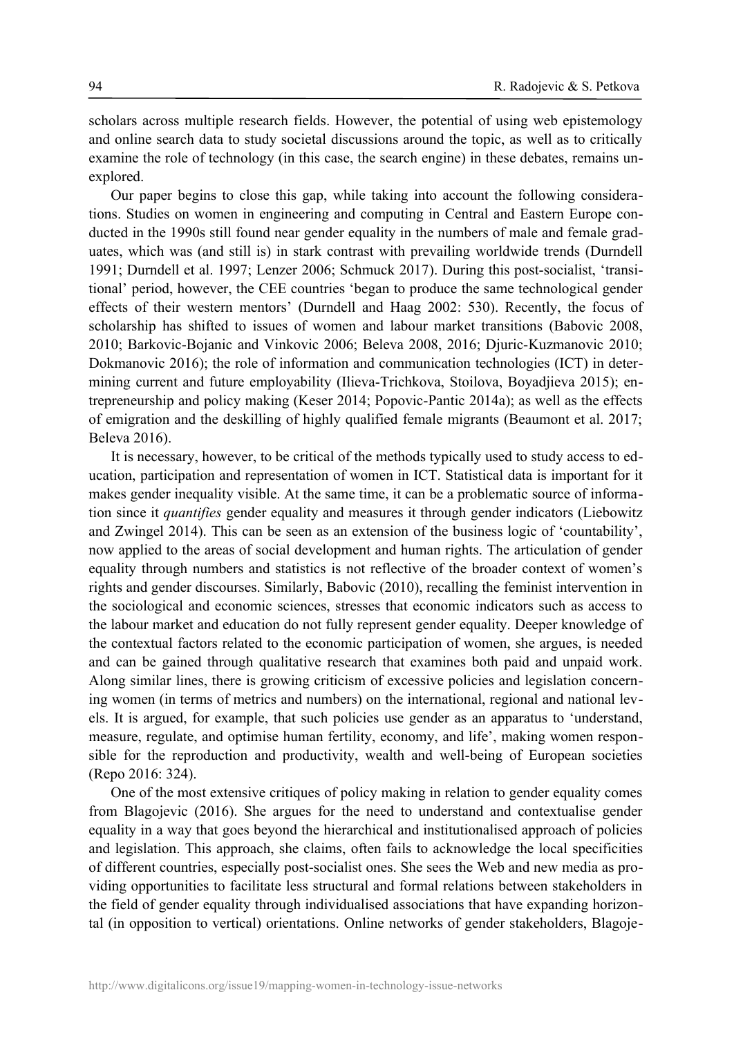scholars across multiple research fields. However, the potential of using web epistemology and online search data to study societal discussions around the topic, as well as to critically examine the role of technology (in this case, the search engine) in these debates, remains unexplored.

Our paper begins to close this gap, while taking into account the following considerations. Studies on women in engineering and computing in Central and Eastern Europe conducted in the 1990s still found near gender equality in the numbers of male and female graduates, which was (and still is) in stark contrast with prevailing worldwide trends (Durndell 1991; Durndell et al. 1997; Lenzer 2006; Schmuck 2017). During this post-socialist, 'transitional' period, however, the CEE countries 'began to produce the same technological gender effects of their western mentors' (Durndell and Haag 2002: 530). Recently, the focus of scholarship has shifted to issues of women and labour market transitions (Babovic 2008, 2010; Barkovic-Bojanic and Vinkovic 2006; Beleva 2008, 2016; Djuric-Kuzmanovic 2010; Dokmanovic 2016); the role of information and communication technologies (ICT) in determining current and future employability (Ilieva-Trichkova, Stoilova, Boyadjieva 2015); entrepreneurship and policy making (Keser 2014; Popovic-Pantic 2014a); as well as the effects of emigration and the deskilling of highly qualified female migrants (Beaumont et al. 2017; Beleva 2016).

It is necessary, however, to be critical of the methods typically used to study access to education, participation and representation of women in ICT. Statistical data is important for it makes gender inequality visible. At the same time, it can be a problematic source of information since it *quantifies* gender equality and measures it through gender indicators (Liebowitz and Zwingel 2014). This can be seen as an extension of the business logic of 'countability', now applied to the areas of social development and human rights. The articulation of gender equality through numbers and statistics is not reflective of the broader context of women's rights and gender discourses. Similarly, Babovic (2010), recalling the feminist intervention in the sociological and economic sciences, stresses that economic indicators such as access to the labour market and education do not fully represent gender equality. Deeper knowledge of the contextual factors related to the economic participation of women, she argues, is needed and can be gained through qualitative research that examines both paid and unpaid work. Along similar lines, there is growing criticism of excessive policies and legislation concerning women (in terms of metrics and numbers) on the international, regional and national levels. It is argued, for example, that such policies use gender as an apparatus to 'understand, measure, regulate, and optimise human fertility, economy, and life', making women responsible for the reproduction and productivity, wealth and well-being of European societies (Repo 2016: 324).

One of the most extensive critiques of policy making in relation to gender equality comes from Blagojevic (2016). She argues for the need to understand and contextualise gender equality in a way that goes beyond the hierarchical and institutionalised approach of policies and legislation. This approach, she claims, often fails to acknowledge the local specificities of different countries, especially post-socialist ones. She sees the Web and new media as providing opportunities to facilitate less structural and formal relations between stakeholders in the field of gender equality through individualised associations that have expanding horizontal (in opposition to vertical) orientations. Online networks of gender stakeholders, Blagoje-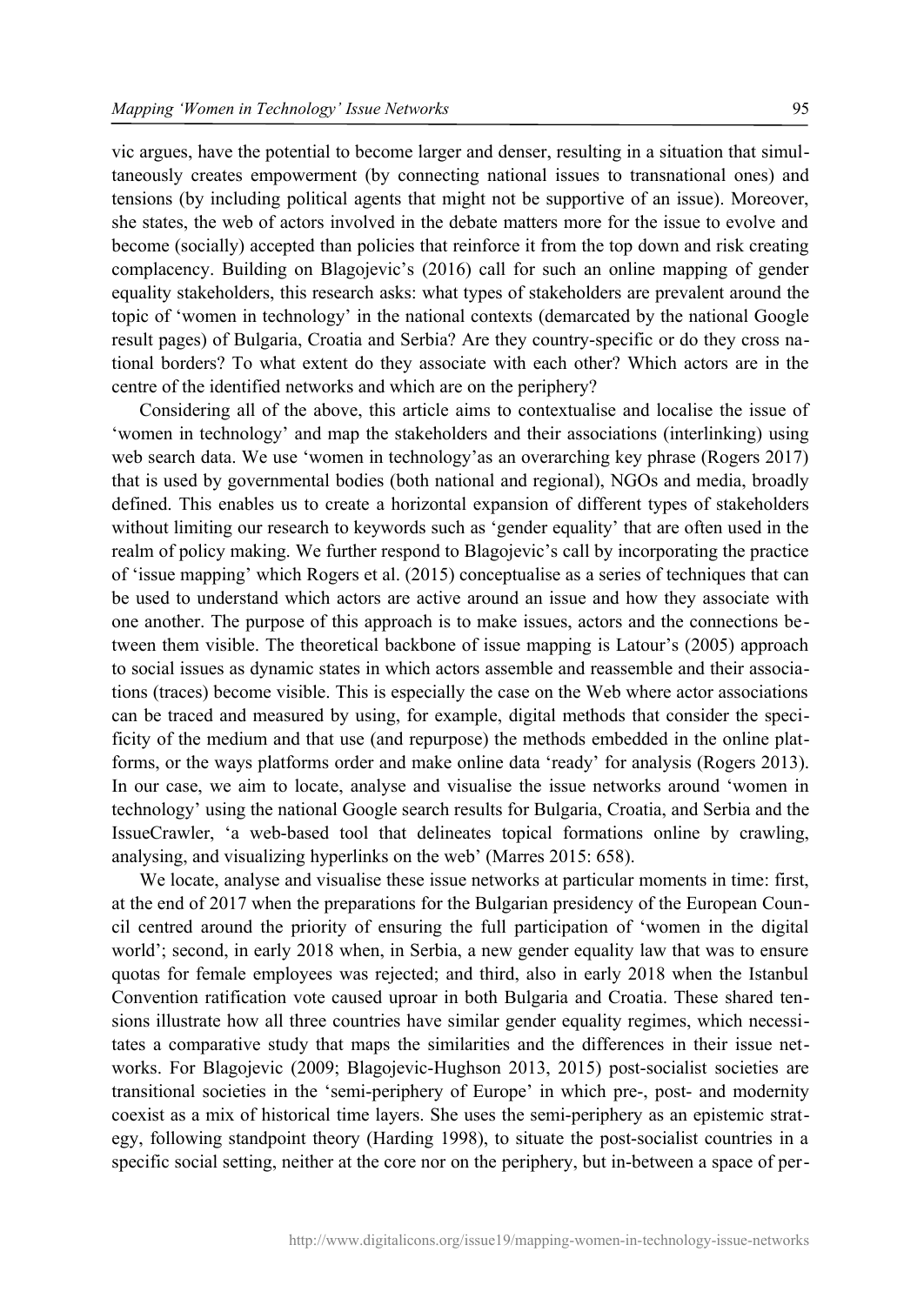vic argues, have the potential to become larger and denser, resulting in a situation that simultaneously creates empowerment (by connecting national issues to transnational ones) and tensions (by including political agents that might not be supportive of an issue). Moreover, she states, the web of actors involved in the debate matters more for the issue to evolve and become (socially) accepted than policies that reinforce it from the top down and risk creating complacency. Building on Blagojevic's (2016) call for such an online mapping of gender equality stakeholders, this research asks: what types of stakeholders are prevalent around the topic of 'women in technology' in the national contexts (demarcated by the national Google result pages) of Bulgaria, Croatia and Serbia? Are they country-specific or do they cross national borders? To what extent do they associate with each other? Which actors are in the centre of the identified networks and which are on the periphery?

Considering all of the above, this article aims to contextualise and localise the issue of 'women in technology' and map the stakeholders and their associations (interlinking) using web search data. We use 'women in technology'as an overarching key phrase (Rogers 2017) that is used by governmental bodies (both national and regional), NGOs and media, broadly defined. This enables us to create a horizontal expansion of different types of stakeholders without limiting our research to keywords such as 'gender equality' that are often used in the realm of policy making. We further respond to Blagojevic's call by incorporating the practice of 'issue mapping' which Rogers et al. (2015) conceptualise as a series of techniques that can be used to understand which actors are active around an issue and how they associate with one another. The purpose of this approach is to make issues, actors and the connections between them visible. The theoretical backbone of issue mapping is Latour's (2005) approach to social issues as dynamic states in which actors assemble and reassemble and their associations (traces) become visible. This is especially the case on the Web where actor associations can be traced and measured by using, for example, digital methods that consider the specificity of the medium and that use (and repurpose) the methods embedded in the online platforms, or the ways platforms order and make online data 'ready' for analysis (Rogers 2013). In our case, we aim to locate, analyse and visualise the issue networks around 'women in technology' using the national Google search results for Bulgaria, Croatia, and Serbia and the IssueCrawler, 'a web-based tool that delineates topical formations online by crawling, analysing, and visualizing hyperlinks on the web' (Marres 2015: 658).

We locate, analyse and visualise these issue networks at particular moments in time: first, at the end of 2017 when the preparations for the Bulgarian presidency of the European Council centred around the priority of ensuring the full participation of 'women in the digital world'; second, in early 2018 when, in Serbia, a new gender equality law that was to ensure quotas for female employees was rejected; and third, also in early 2018 when the Istanbul Convention ratification vote caused uproar in both Bulgaria and Croatia. These shared tensions illustrate how all three countries have similar gender equality regimes, which necessitates a comparative study that maps the similarities and the differences in their issue networks. For Blagojevic (2009; Blagojevic-Hughson 2013, 2015) post-socialist societies are transitional societies in the 'semi-periphery of Europe' in which pre-, post- and modernity coexist as a mix of historical time layers. She uses the semi-periphery as an epistemic strategy, following standpoint theory (Harding 1998), to situate the post-socialist countries in a specific social setting, neither at the core nor on the periphery, but in-between a space of per-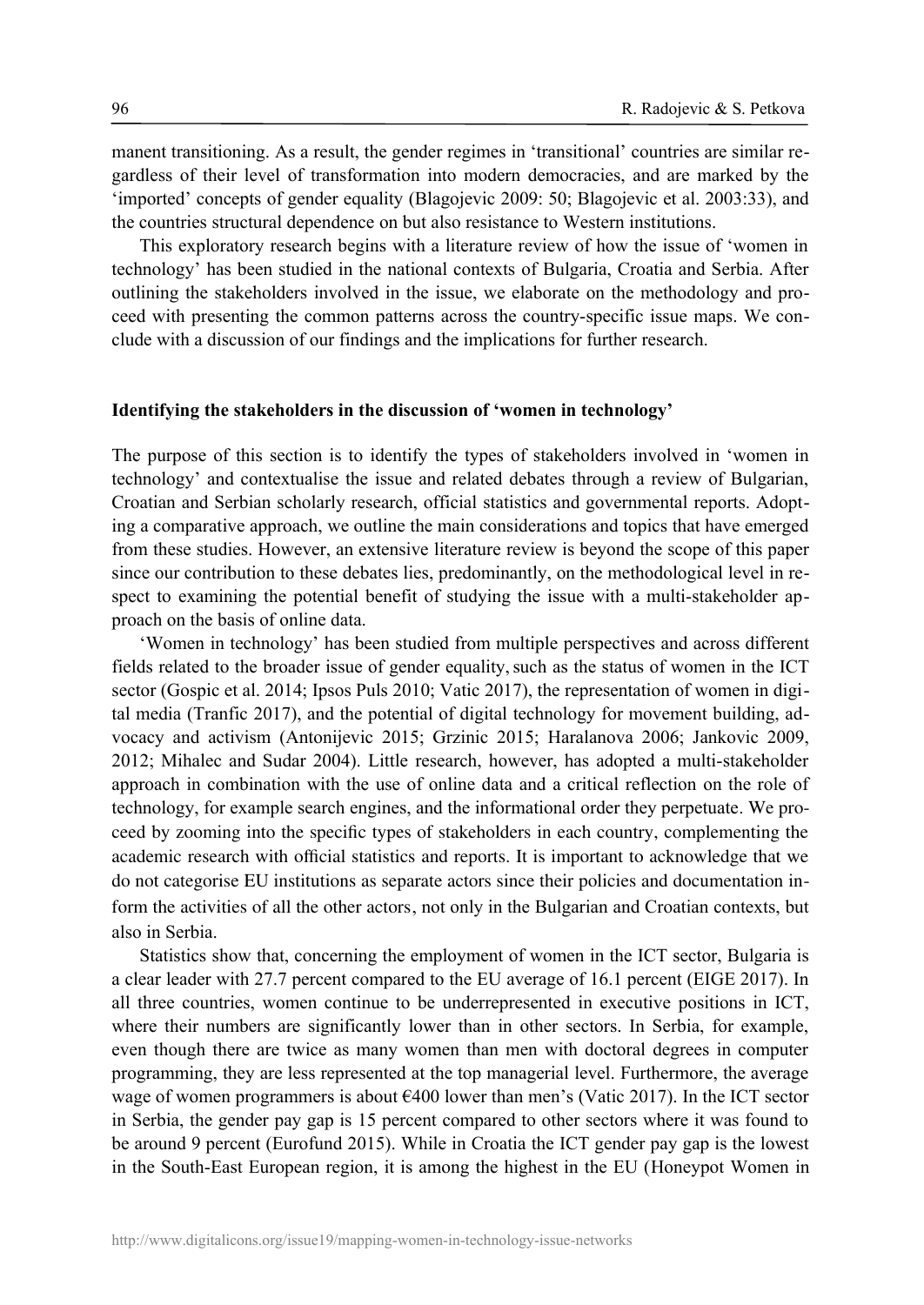manent transitioning. As a result, the gender regimes in 'transitional' countries are similar regardless of their level of transformation into modern democracies, and are marked by the 'imported' concepts of gender equality (Blagojevic 2009: 50; Blagojevic et al. 2003:33), and the countries structural dependence on but also resistance to Western institutions.

This exploratory research begins with a literature review of how the issue of 'women in technology' has been studied in the national contexts of Bulgaria, Croatia and Serbia. After outlining the stakeholders involved in the issue, we elaborate on the methodology and proceed with presenting the common patterns across the country-specific issue maps. We conclude with a discussion of our findings and the implications for further research.

## Identifying the stakeholders in the discussion of 'women in technology'

The purpose of this section is to identify the types of stakeholders involved in 'women in technology' and contextualise the issue and related debates through a review of Bulgarian, Croatian and Serbian scholarly research, official statistics and governmental reports. Adopting a comparative approach, we outline the main considerations and topics that have emerged from these studies. However, an extensive literature review is beyond the scope of this paper since our contribution to these debates lies, predominantly, on the methodological level in respect to examining the potential benefit of studying the issue with a multi-stakeholder approach on the basis of online data.

'Women in technology' has been studied from multiple perspectives and across different fields related to the broader issue of gender equality, such as the status of women in the ICT sector (Gospic et al. 2014; Ipsos Puls 2010; Vatic 2017), the representation of women in digital media (Tranfic 2017), and the potential of digital technology for movement building, advocacy and activism (Antonijevic 2015; Grzinic 2015; Haralanova 2006; Jankovic 2009, 2012; Mihalec and Sudar 2004). Little research, however, has adopted a multi-stakeholder approach in combination with the use of online data and a critical reflection on the role of technology, for example search engines, and the informational order they perpetuate. We proceed by zooming into the specific types of stakeholders in each country, complementing the academic research with official statistics and reports. It is important to acknowledge that we do not categorise EU institutions as separate actors since their policies and documentation inform the activities of all the other actors, not only in the Bulgarian and Croatian contexts, but also in Serbia.

Statistics show that, concerning the employment of women in the ICT sector, Bulgaria is a clear leader with 27.7 percent compared to the EU average of 16.1 percent (EIGE 2017). In all three countries, women continue to be underrepresented in executive positions in ICT, where their numbers are significantly lower than in other sectors. In Serbia, for example, even though there are twice as many women than men with doctoral degrees in computer programming, they are less represented at the top managerial level. Furthermore, the average wage of women programmers is about €400 lower than men's (Vatic 2017). In the ICT sector in Serbia, the gender pay gap is 15 percent compared to other sectors where it was found to be around 9 percent (Eurofund 2015). While in Croatia the ICT gender pay gap is the lowest in the South-East European region, it is among the highest in the EU (Honeypot Women in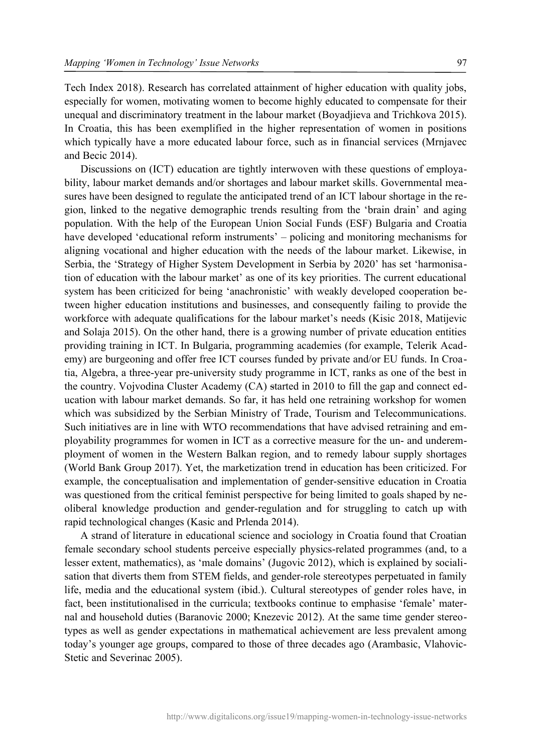Tech Index 2018). Research has correlated attainment of higher education with quality jobs, especially for women, motivating women to become highly educated to compensate for their unequal and discriminatory treatment in the labour market (Boyadjieva and Trichkova 2015). In Croatia, this has been exemplified in the higher representation of women in positions which typically have a more educated labour force, such as in financial services (Mrnjavec and Becic 2014).

Discussions on (ICT) education are tightly interwoven with these questions of employability, labour market demands and/or shortages and labour market skills. Governmental measures have been designed to regulate the anticipated trend of an ICT labour shortage in the region, linked to the negative demographic trends resulting from the 'brain drain' and aging population. With the help of the European Union Social Funds (ESF) Bulgaria and Croatia have developed 'educational reform instruments' – policing and monitoring mechanisms for aligning vocational and higher education with the needs of the labour market. Likewise, in Serbia, the 'Strategy of Higher System Development in Serbia by 2020' has set 'harmonisation of education with the labour market' as one of its key priorities. The current educational system has been criticized for being 'anachronistic' with weakly developed cooperation between higher education institutions and businesses, and consequently failing to provide the workforce with adequate qualifications for the labour market's needs (Kisic 2018, Matijevic and Solaja 2015). On the other hand, there is a growing number of private education entities providing training in ICT. In Bulgaria, programming academies (for example, Telerik Academy) are burgeoning and offer free ICT courses funded by private and/or EU funds. In Croatia, Algebra, a three-year pre-university study programme in ICT, ranks as one of the best in the country. Vojvodina Cluster Academy (CA) started in 2010 to fill the gap and connect education with labour market demands. So far, it has held one retraining workshop for women which was subsidized by the Serbian Ministry of Trade, Tourism and Telecommunications. Such initiatives are in line with WTO recommendations that have advised retraining and employability programmes for women in ICT as a corrective measure for the un- and underemployment of women in the Western Balkan region, and to remedy labour supply shortages (World Bank Group 2017). Yet, the marketization trend in education has been criticized. For example, the conceptualisation and implementation of gender-sensitive education in Croatia was questioned from the critical feminist perspective for being limited to goals shaped by neoliberal knowledge production and gender-regulation and for struggling to catch up with rapid technological changes (Kasic and Prlenda 2014).

A strand of literature in educational science and sociology in Croatia found that Croatian female secondary school students perceive especially physics-related programmes (and, to a lesser extent, mathematics), as 'male domains' (Jugovic 2012), which is explained by socialisation that diverts them from STEM fields, and gender-role stereotypes perpetuated in family life, media and the educational system (ibid.). Cultural stereotypes of gender roles have, in fact, been institutionalised in the curricula; textbooks continue to emphasise 'female' maternal and household duties (Baranovic 2000; Knezevic 2012). At the same time gender stereotypes as well as gender expectations in mathematical achievement are less prevalent among today's younger age groups, compared to those of three decades ago (Arambasic, Vlahovic-Stetic and Severinac 2005).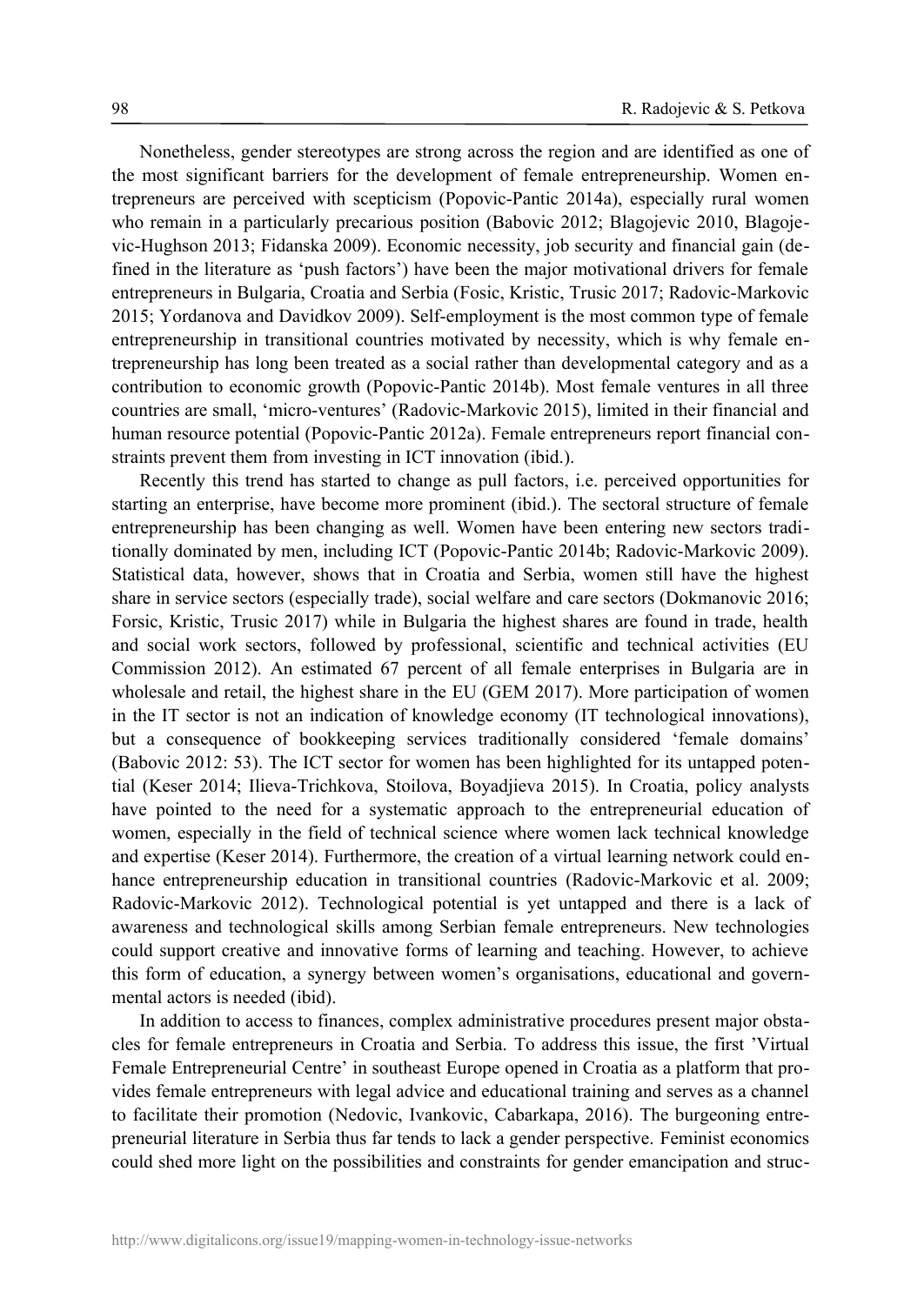Nonetheless, gender stereotypes are strong across the region and are identified as one of the most significant barriers for the development of female entrepreneurship. Women entrepreneurs are perceived with scepticism (Popovic-Pantic 2014a), especially rural women who remain in a particularly precarious position (Babovic 2012; Blagojevic 2010, Blagojevic-Hughson 2013; Fidanska 2009). Economic necessity, job security and financial gain (defined in the literature as 'push factors') have been the major motivational drivers for female entrepreneurs in Bulgaria, Croatia and Serbia (Fosic, Kristic, Trusic 2017; Radovic-Markovic 2015; Yordanova and Davidkov 2009). Self-employment is the most common type of female entrepreneurship in transitional countries motivated by necessity, which is why female entrepreneurship has long been treated as a social rather than developmental category and as a contribution to economic growth (Popovic-Pantic 2014b). Most female ventures in all three countries are small, 'micro-ventures' (Radovic-Markovic 2015), limited in their financial and human resource potential (Popovic-Pantic 2012a). Female entrepreneurs report financial constraints prevent them from investing in ICT innovation (ibid.).

Recently this trend has started to change as pull factors, i.e. perceived opportunities for starting an enterprise, have become more prominent (ibid.). The sectoral structure of female entrepreneurship has been changing as well. Women have been entering new sectors traditionally dominated by men, including ICT (Popovic-Pantic 2014b; Radovic-Markovic 2009). Statistical data, however, shows that in Croatia and Serbia, women still have the highest share in service sectors (especially trade), social welfare and care sectors (Dokmanovic 2016; Forsic, Kristic, Trusic 2017) while in Bulgaria the highest shares are found in trade, health and social work sectors, followed by professional, scientific and technical activities (EU Commission 2012). An estimated 67 percent of all female enterprises in Bulgaria are in wholesale and retail, the highest share in the EU (GEM 2017). More participation of women in the IT sector is not an indication of knowledge economy (IT technological innovations), but a consequence of bookkeeping services traditionally considered 'female domains' (Babovic 2012: 53). The ICT sector for women has been highlighted for its untapped potential (Keser 2014; Ilieva-Trichkova, Stoilova, Boyadjieva 2015). In Croatia, policy analysts have pointed to the need for a systematic approach to the entrepreneurial education of women, especially in the field of technical science where women lack technical knowledge and expertise (Keser 2014). Furthermore, the creation of a virtual learning network could enhance entrepreneurship education in transitional countries (Radovic-Markovic et al. 2009; Radovic-Markovic 2012). Technological potential is yet untapped and there is a lack of awareness and technological skills among Serbian female entrepreneurs. New technologies could support creative and innovative forms of learning and teaching. However, to achieve this form of education, a synergy between women's organisations, educational and governmental actors is needed (ibid).

In addition to access to finances, complex administrative procedures present major obstacles for female entrepreneurs in Croatia and Serbia. To address this issue, the first 'Virtual Female Entrepreneurial Centre' in southeast Europe opened in Croatia as a platform that provides female entrepreneurs with legal advice and educational training and serves as a channel to facilitate their promotion (Nedovic, Ivankovic, Cabarkapa, 2016). The burgeoning entrepreneurial literature in Serbia thus far tends to lack a gender perspective. Feminist economics could shed more light on the possibilities and constraints for gender emancipation and struc-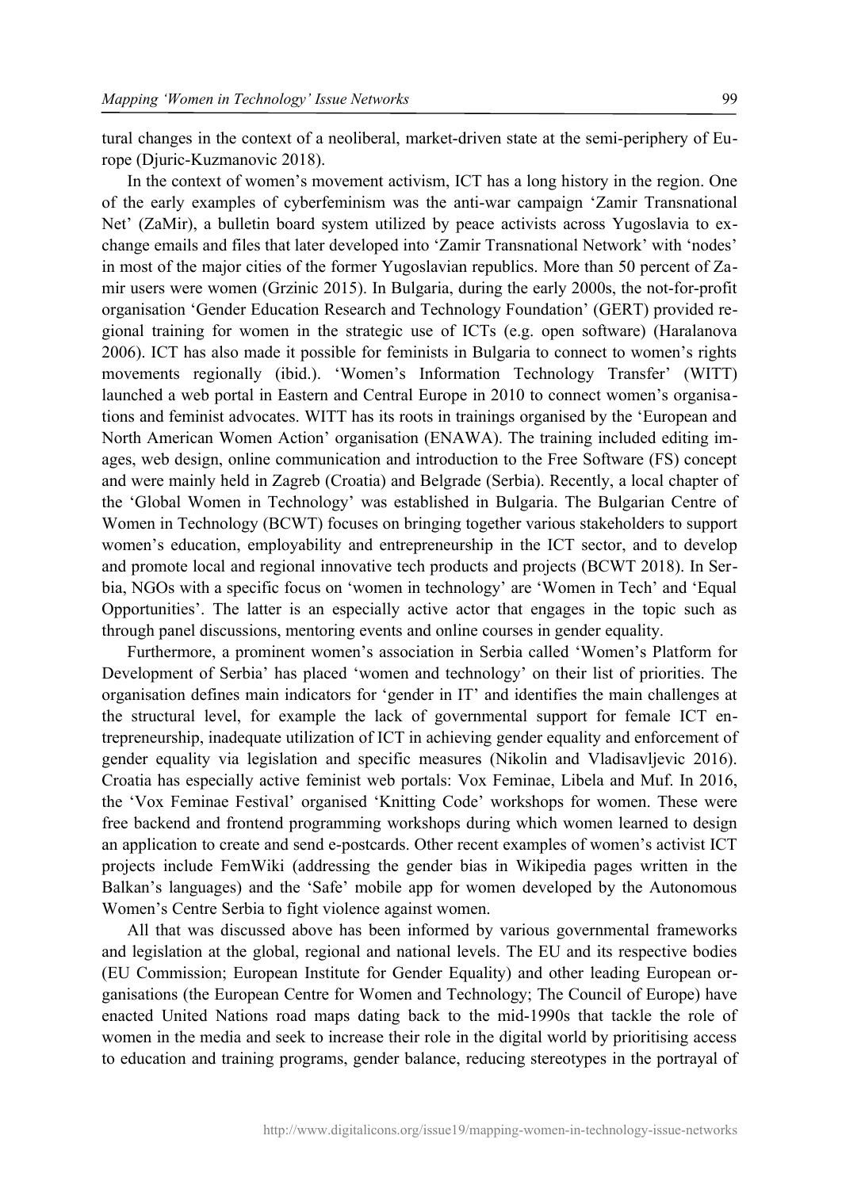tural changes in the context of a neoliberal, market-driven state at the semi-periphery of Europe (Djuric-Kuzmanovic 2018).

In the context of women's movement activism, ICT has a long history in the region. One of the early examples of cyberfeminism was the anti-war campaign 'Zamir Transnational Net' (ZaMir), a bulletin board system utilized by peace activists across Yugoslavia to exchange emails and files that later developed into 'Zamir Transnational Network' with 'nodes' in most of the major cities of the former Yugoslavian republics. More than 50 percent of Zamir users were women (Grzinic 2015). In Bulgaria, during the early 2000s, the not-for-profit organisation 'Gender Education Research and Technology Foundation' (GERT) provided regional training for women in the strategic use of ICTs (e.g. open software) (Haralanova 2006). ICT has also made it possible for feminists in Bulgaria to connect to women's rights movements regionally (ibid.). 'Women's Information Technology Transfer' (WITT) launched a web portal in Eastern and Central Europe in 2010 to connect women's organisations and feminist advocates. WITT has its roots in trainings organised by the 'European and North American Women Action' organisation (ENAWA). The training included editing images, web design, online communication and introduction to the Free Software (FS) concept and were mainly held in Zagreb (Croatia) and Belgrade (Serbia). Recently, a local chapter of the 'Global Women in Technology' was established in Bulgaria. The Bulgarian Centre of Women in Technology (BCWT) focuses on bringing together various stakeholders to support women's education, employability and entrepreneurship in the ICT sector, and to develop and promote local and regional innovative tech products and projects (BCWT 2018). In Serbia, NGOs with a specific focus on 'women in technology' are 'Women in Tech' and 'Equal Opportunities'. The latter is an especially active actor that engages in the topic such as through panel discussions, mentoring events and online courses in gender equality.

Furthermore, a prominent women's association in Serbia called 'Women's Platform for Development of Serbia' has placed 'women and technology' on their list of priorities. The organisation defines main indicators for 'gender in IT' and identifies the main challenges at the structural level, for example the lack of governmental support for female ICT entrepreneurship, inadequate utilization of ICT in achieving gender equality and enforcement of gender equality via legislation and specific measures (Nikolin and Vladisavljevic 2016). Croatia has especially active feminist web portals: Vox Feminae, Libela and Muf. In 2016, the 'Vox Feminae Festival' organised 'Knitting Code' workshops for women. These were free backend and frontend programming workshops during which women learned to design an application to create and send e-postcards. Other recent examples of women's activist ICT projects include FemWiki (addressing the gender bias in Wikipedia pages written in the Balkan's languages) and the 'Safe' mobile app for women developed by the Autonomous Women's Centre Serbia to fight violence against women.

All that was discussed above has been informed by various governmental frameworks and legislation at the global, regional and national levels. The EU and its respective bodies (EU Commission; European Institute for Gender Equality) and other leading European organisations (the European Centre for Women and Technology; The Council of Europe) have enacted United Nations road maps dating back to the mid-1990s that tackle the role of women in the media and seek to increase their role in the digital world by prioritising access to education and training programs, gender balance, reducing stereotypes in the portrayal of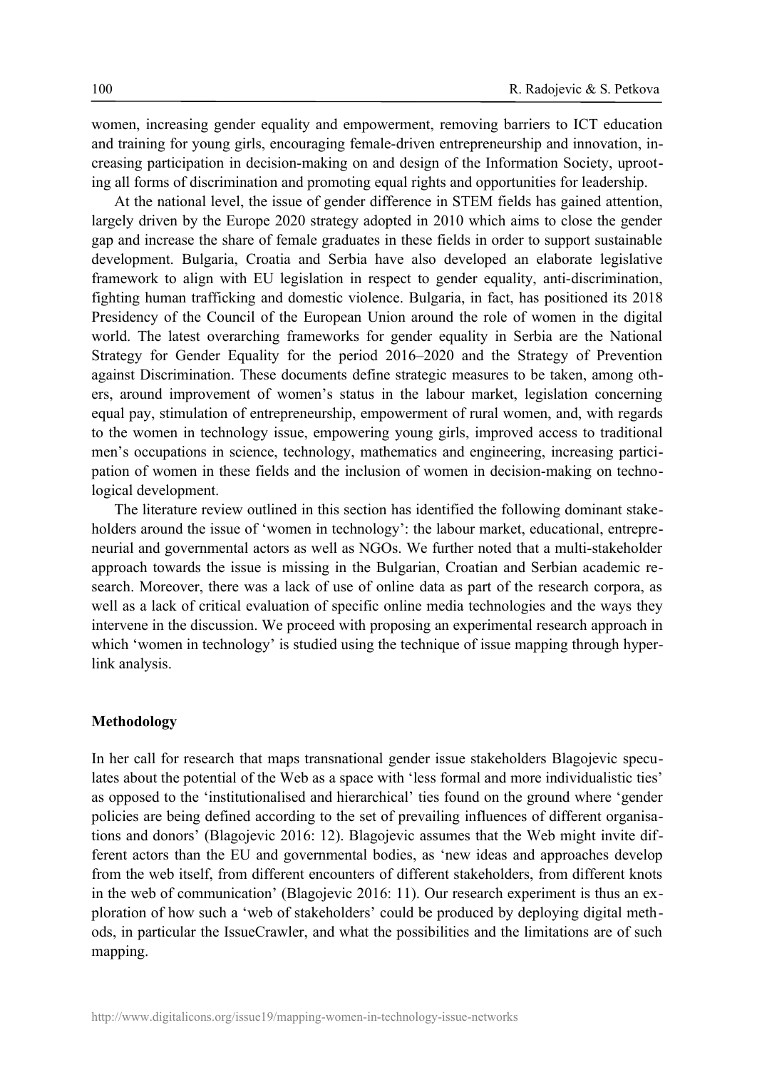women, increasing gender equality and empowerment, removing barriers to ICT education and training for young girls, encouraging female-driven entrepreneurship and innovation, increasing participation in decision-making on and design of the Information Society, uprooting all forms of discrimination and promoting equal rights and opportunities for leadership.

At the national level, the issue of gender difference in STEM fields has gained attention, largely driven by the Europe 2020 strategy adopted in 2010 which aims to close the gender gap and increase the share of female graduates in these fields in order to support sustainable development. Bulgaria, Croatia and Serbia have also developed an elaborate legislative framework to align with EU legislation in respect to gender equality, anti-discrimination, fighting human trafficking and domestic violence. Bulgaria, in fact, has positioned its 2018 Presidency of the Council of the European Union around the role of women in the digital world. The latest overarching frameworks for gender equality in Serbia are the National Strategy for Gender Equality for the period 2016–2020 and the Strategy of Prevention against Discrimination. These documents define strategic measures to be taken, among others, around improvement of women's status in the labour market, legislation concerning equal pay, stimulation of entrepreneurship, empowerment of rural women, and, with regards to the women in technology issue, empowering young girls, improved access to traditional men's occupations in science, technology, mathematics and engineering, increasing participation of women in these fields and the inclusion of women in decision-making on technological development.

The literature review outlined in this section has identified the following dominant stakeholders around the issue of 'women in technology': the labour market, educational, entrepreneurial and governmental actors as well as NGOs. We further noted that a multi-stakeholder approach towards the issue is missing in the Bulgarian, Croatian and Serbian academic research. Moreover, there was a lack of use of online data as part of the research corpora, as well as a lack of critical evaluation of specific online media technologies and the ways they intervene in the discussion. We proceed with proposing an experimental research approach in which 'women in technology' is studied using the technique of issue mapping through hyperlink analysis.

## Methodology

In her call for research that maps transnational gender issue stakeholders Blagojevic speculates about the potential of the Web as a space with 'less formal and more individualistic ties' as opposed to the 'institutionalised and hierarchical' ties found on the ground where 'gender policies are being defined according to the set of prevailing influences of different organisations and donors' (Blagojevic 2016: 12). Blagojevic assumes that the Web might invite different actors than the EU and governmental bodies, as 'new ideas and approaches develop from the web itself, from different encounters of different stakeholders, from different knots in the web of communication' (Blagojevic 2016: 11). Our research experiment is thus an exploration of how such a 'web of stakeholders' could be produced by deploying digital methods, in particular the IssueCrawler, and what the possibilities and the limitations are of such mapping.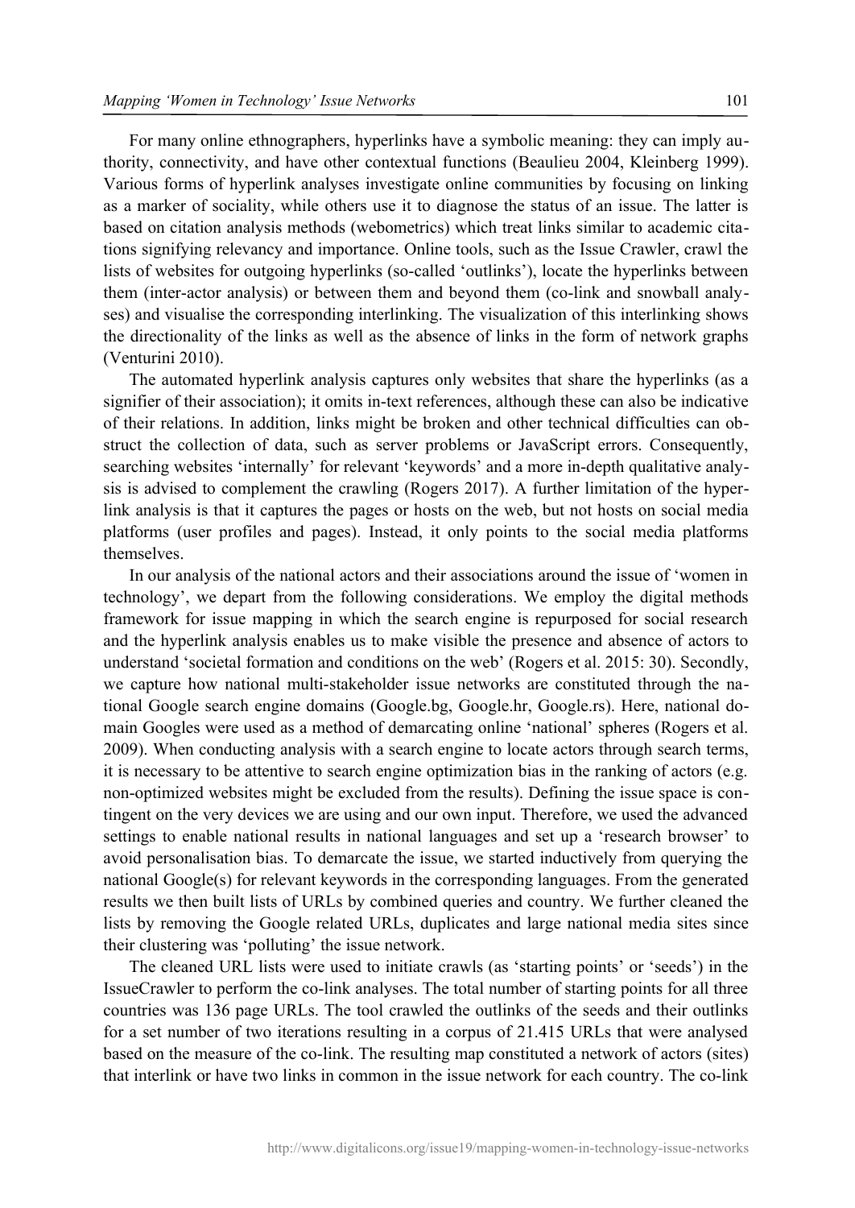For many online ethnographers, hyperlinks have a symbolic meaning: they can imply authority, connectivity, and have other contextual functions (Beaulieu 2004, Kleinberg 1999). Various forms of hyperlink analyses investigate online communities by focusing on linking as a marker of sociality, while others use it to diagnose the status of an issue. The latter is based on citation analysis methods (webometrics) which treat links similar to academic citations signifying relevancy and importance. Online tools, such as the Issue Crawler, crawl the lists of websites for outgoing hyperlinks (so-called 'outlinks'), locate the hyperlinks between them (inter-actor analysis) or between them and beyond them (co-link and snowball analyses) and visualise the corresponding interlinking. The visualization of this interlinking shows the directionality of the links as well as the absence of links in the form of network graphs (Venturini 2010).

The automated hyperlink analysis captures only websites that share the hyperlinks (as a signifier of their association); it omits in-text references, although these can also be indicative of their relations. In addition, links might be broken and other technical difficulties can obstruct the collection of data, such as server problems or JavaScript errors. Consequently, searching websites 'internally' for relevant 'keywords' and a more in-depth qualitative analysis is advised to complement the crawling (Rogers 2017). A further limitation of the hyperlink analysis is that it captures the pages or hosts on the web, but not hosts on social media platforms (user profiles and pages). Instead, it only points to the social media platforms themselves.

In our analysis of the national actors and their associations around the issue of 'women in technology', we depart from the following considerations. We employ the digital methods framework for issue mapping in which the search engine is repurposed for social research and the hyperlink analysis enables us to make visible the presence and absence of actors to understand 'societal formation and conditions on the web' (Rogers et al. 2015: 30). Secondly, we capture how national multi-stakeholder issue networks are constituted through the national Google search engine domains (Google.bg, Google.hr, Google.rs). Here, national domain Googles were used as a method of demarcating online 'national' spheres (Rogers et al. 2009). When conducting analysis with a search engine to locate actors through search terms, it is necessary to be attentive to search engine optimization bias in the ranking of actors (e.g. non-optimized websites might be excluded from the results). Defining the issue space is contingent on the very devices we are using and our own input. Therefore, we used the advanced settings to enable national results in national languages and set up a 'research browser' to avoid personalisation bias. To demarcate the issue, we started inductively from querying the national Google(s) for relevant keywords in the corresponding languages. From the generated results we then built lists of URLs by combined queries and country. We further cleaned the lists by removing the Google related URLs, duplicates and large national media sites since their clustering was 'polluting' the issue network.

The cleaned URL lists were used to initiate crawls (as 'starting points' or 'seeds') in the IssueCrawler to perform the co-link analyses. The total number of starting points for all three countries was 136 page URLs. The tool crawled the outlinks of the seeds and their outlinks for a set number of two iterations resulting in a corpus of 21.415 URLs that were analysed based on the measure of the co-link. The resulting map constituted a network of actors (sites) that interlink or have two links in common in the issue network for each country. The co-link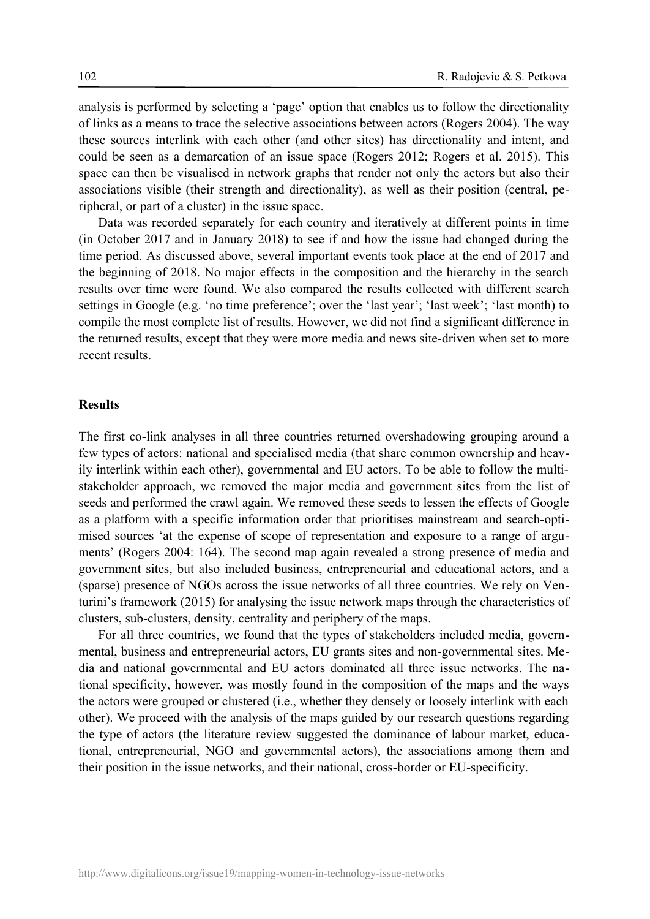analysis is performed by selecting a 'page' option that enables us to follow the directionality of links as a means to trace the selective associations between actors (Rogers 2004). The way these sources interlink with each other (and other sites) has directionality and intent, and could be seen as a demarcation of an issue space (Rogers 2012; Rogers et al. 2015). This space can then be visualised in network graphs that render not only the actors but also their associations visible (their strength and directionality), as well as their position (central, peripheral, or part of a cluster) in the issue space.

Data was recorded separately for each country and iteratively at different points in time (in October 2017 and in January 2018) to see if and how the issue had changed during the time period. As discussed above, several important events took place at the end of 2017 and the beginning of 2018. No major effects in the composition and the hierarchy in the search results over time were found. We also compared the results collected with different search settings in Google (e.g. 'no time preference'; over the 'last year'; 'last week'; 'last month) to compile the most complete list of results. However, we did not find a significant difference in the returned results, except that they were more media and news site-driven when set to more recent results.

## Results

The first co-link analyses in all three countries returned overshadowing grouping around a few types of actors: national and specialised media (that share common ownership and heavily interlink within each other), governmental and EU actors. To be able to follow the multi-stakeholder approach, we removed the major media and government sites from the list of seeds and performed the crawl again. We removed these seeds to lessen the effects of Google as a platform with a specific information order that prioritises mainstream and search-optimised sources 'at the expense of scope of representation and exposure to a range of arguments' (Rogers 2004: 164). The second map again revealed a strong presence of media and government sites, but also included business, entrepreneurial and educational actors, and a (sparse) presence of NGOs across the issue networks of all three countries. We rely on Venturini's framework (2015) for analysing the issue network maps through the characteristics of clusters, sub-clusters, density, centrality and periphery of the maps.

For all three countries, we found that the types of stakeholders included media, governmental, business and entrepreneurial actors, EU grants sites and non-governmental sites. Media and national governmental and EU actors dominated all three issue networks. The national specificity, however, was mostly found in the composition of the maps and the ways the actors were grouped or clustered (i.e., whether they densely or loosely interlink with each other). We proceed with the analysis of the maps guided by our research questions regarding the type of actors (the literature review suggested the dominance of labour market, educational, entrepreneurial, NGO and governmental actors), the associations among them and their position in the issue networks, and their national, cross-border or EU-specificity.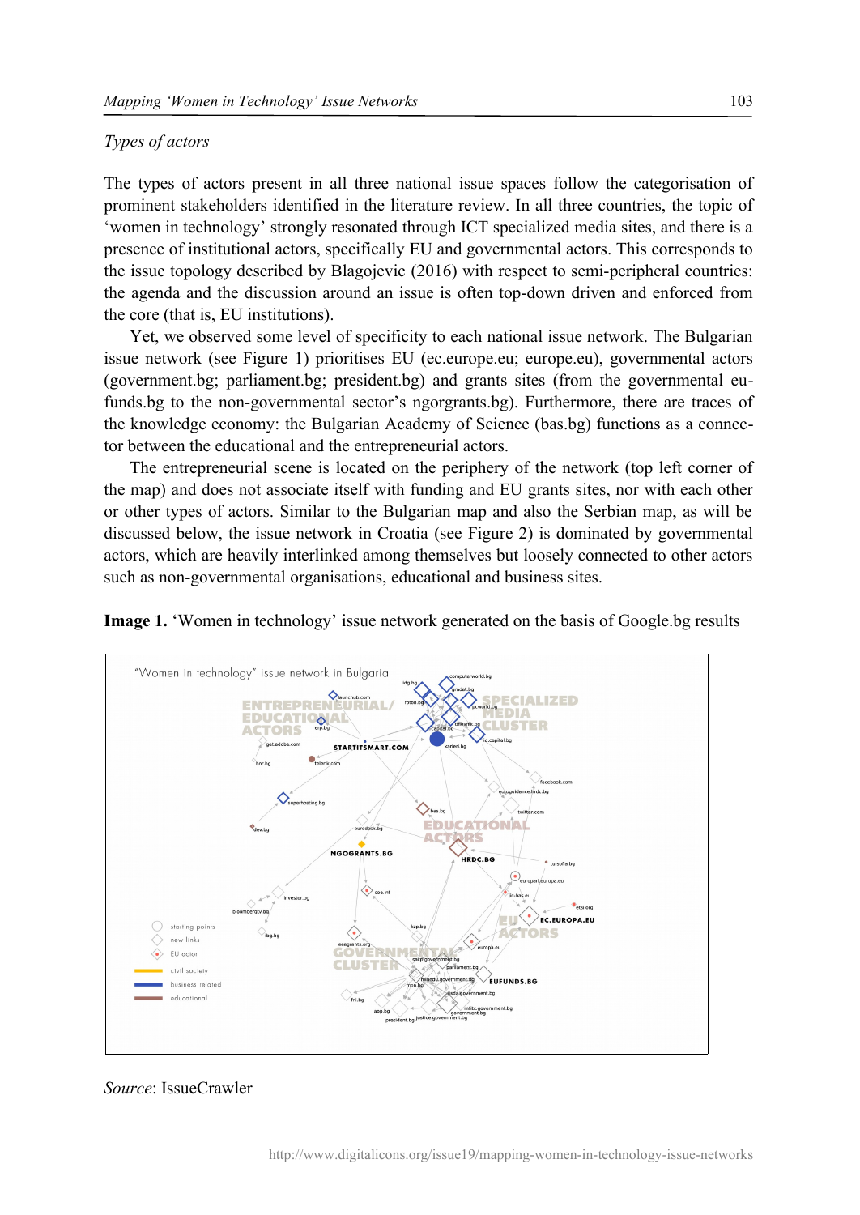*Types of actors*

The types of actors present in all three national issue spaces follow the categorisation of prominent stakeholders identified in the literature review. In all three countries, the topic of 'women in technology' strongly resonated through ICT specialized media sites, and there is a presence of institutional actors, specifically EU and governmental actors. This corresponds to the issue topology described by Blagojevic (2016) with respect to semi-peripheral countries: the agenda and the discussion around an issue is often top-down driven and enforced from the core (that is, EU institutions).

Yet, we observed some level of specificity to each national issue network. The Bulgarian issue network (see Figure 1) prioritises EU (ec.europe.eu; europe.eu), governmental actors (government.bg; parliament.bg; president.bg) and grants sites (from the governmental eu-funds.bg to the non-governmental sector's ngorgrants.bg). Furthermore, there are traces of the knowledge economy: the Bulgarian Academy of Science (bas.bg) functions as a connector between the educational and the entrepreneurial actors.

The entrepreneurial scene is located on the periphery of the network (top left corner of the map) and does not associate itself with funding and EU grants sites, nor with each other or other types of actors. Similar to the Bulgarian map and also the Serbian map, as will be discussed below, the issue network in Croatia (see Figure 2) is dominated by governmental actors, which are heavily interlinked among themselves but loosely connected to other actors such as non-governmental organisations, educational and business sites.

**Image 1.** 'Women in technology' issue network generated on the basis of Google.bg results

*Source*: IssueCrawler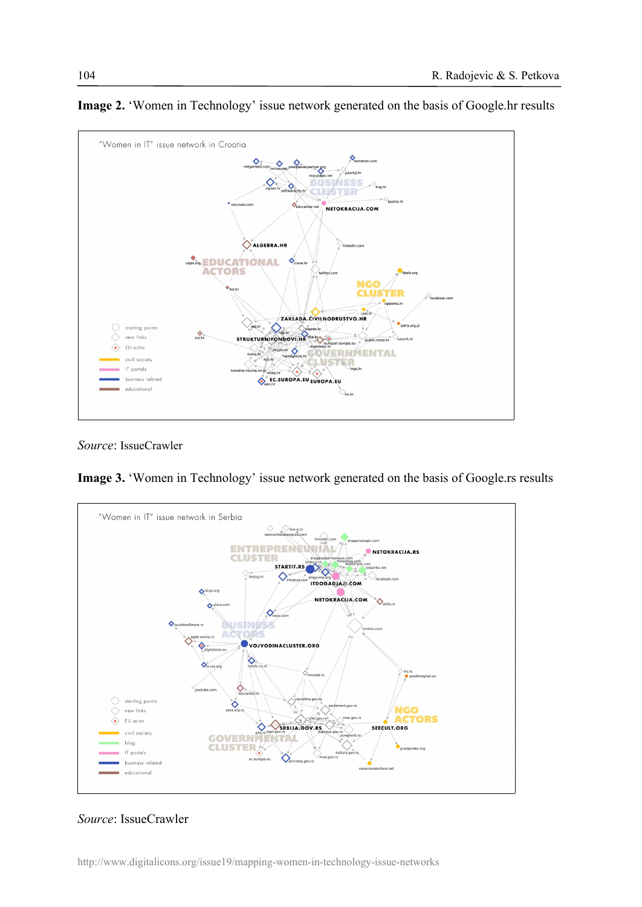**Image 2.** 'Women in Technology' issue network generated on the basis of Google.hr results

*Source*: IssueCrawler

**Image 3.** 'Women in Technology' issue network generated on the basis of Google.rs results

*Source*: IssueCrawler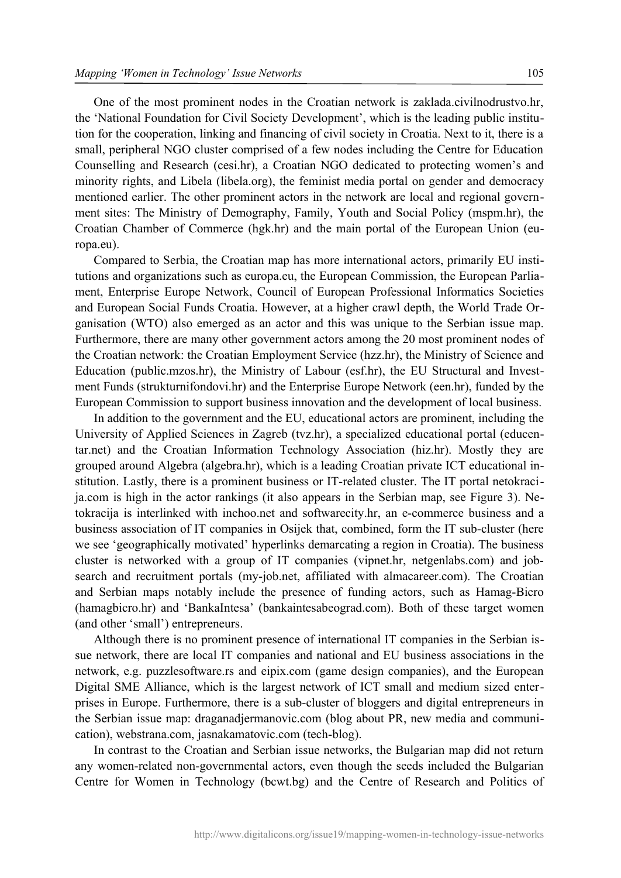One of the most prominent nodes in the Croatian network is zaklada.civilnodrustvo.hr, the 'National Foundation for Civil Society Development', which is the leading public institution for the cooperation, linking and financing of civil society in Croatia. Next to it, there is a small, peripheral NGO cluster comprised of a few nodes including the Centre for Education Counselling and Research (cesi.hr), a Croatian NGO dedicated to protecting women's and minority rights, and Libela (libela.org), the feminist media portal on gender and democracy mentioned earlier. The other prominent actors in the network are local and regional government sites: The Ministry of Demography, Family, Youth and Social Policy (mspm.hr), the Croatian Chamber of Commerce (hgk.hr) and the main portal of the European Union (europa.eu).

Compared to Serbia, the Croatian map has more international actors, primarily EU institutions and organizations such as europa.eu, the European Commission, the European Parliament, Enterprise Europe Network, Council of European Professional Informatics Societies and European Social Funds Croatia. However, at a higher crawl depth, the World Trade Organisation (WTO) also emerged as an actor and this was unique to the Serbian issue map. Furthermore, there are many other government actors among the 20 most prominent nodes of the Croatian network: the Croatian Employment Service (hzz.hr), the Ministry of Science and Education (public.mzos.hr), the Ministry of Labour (esf.hr), the EU Structural and Investment Funds (strukturnifondovi.hr) and the Enterprise Europe Network (een.hr), funded by the European Commission to support business innovation and the development of local business.

In addition to the government and the EU, educational actors are prominent, including the University of Applied Sciences in Zagreb (tvz.hr), a specialized educational portal (educentar.net) and the Croatian Information Technology Association (hiz.hr). Mostly they are grouped around Algebra (algebra.hr), which is a leading Croatian private ICT educational institution. Lastly, there is a prominent business or IT-related cluster. The IT portal netokracija.com is high in the actor rankings (it also appears in the Serbian map, see Figure 3). Netokracija is interlinked with inchoo.net and softwarecity.hr, an e-commerce business and a business association of IT companies in Osijek that, combined, form the IT sub-cluster (here we see 'geographically motivated' hyperlinks demarcating a region in Croatia). The business cluster is networked with a group of IT companies (vipnet.hr, netgenlabs.com) and job-search and recruitment portals (my-job.net, affiliated with almacareer.com). The Croatian and Serbian maps notably include the presence of funding actors, such as Hamag-Bicro (hamagbicro.hr) and 'BankaIntesa' (bankaintesabeograd.com). Both of these target women (and other 'small') entrepreneurs.

Although there is no prominent presence of international IT companies in the Serbian issue network, there are local IT companies and national and EU business associations in the network, e.g. puzzlesoftware.rs and eipix.com (game design companies), and the European Digital SME Alliance, which is the largest network of ICT small and medium sized enterprises in Europe. Furthermore, there is a sub-cluster of bloggers and digital entrepreneurs in the Serbian issue map: draganadjermanovic.com (blog about PR, new media and communication), webstrana.com, jasnakamatovic.com (tech-blog).

In contrast to the Croatian and Serbian issue networks, the Bulgarian map did not return any women-related non-governmental actors, even though the seeds included the Bulgarian Centre for Women in Technology (bcwt.bg) and the Centre of Research and Politics of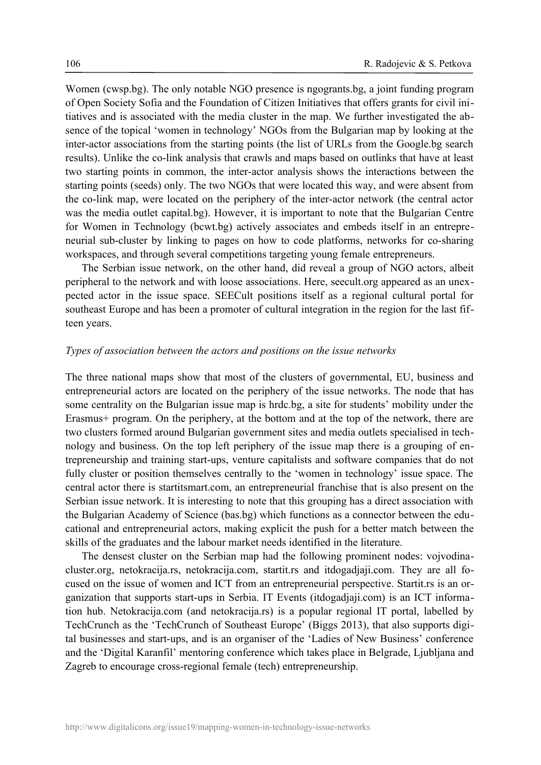Women (cwsp.bg). The only notable NGO presence is ngogrants.bg, a joint funding program of Open Society Sofia and the Foundation of Citizen Initiatives that offers grants for civil initiatives and is associated with the media cluster in the map. We further investigated the absence of the topical 'women in technology' NGOs from the Bulgarian map by looking at the inter-actor associations from the starting points (the list of URLs from the Google.bg search results). Unlike the co-link analysis that crawls and maps based on outlinks that have at least two starting points in common, the inter-actor analysis shows the interactions between the starting points (seeds) only. The two NGOs that were located this way, and were absent from the co-link map, were located on the periphery of the inter-actor network (the central actor was the media outlet capital.bg). However, it is important to note that the Bulgarian Centre for Women in Technology (bcwt.bg) actively associates and embeds itself in an entrepreneurial sub-cluster by linking to pages on how to code platforms, networks for co-sharing workspaces, and through several competitions targeting young female entrepreneurs.

The Serbian issue network, on the other hand, did reveal a group of NGO actors, albeit peripheral to the network and with loose associations. Here, seecult.org appeared as an unexpected actor in the issue space. SEECult positions itself as a regional cultural portal for southeast Europe and has been a promoter of cultural integration in the region for the last fifteen years.

*Types of association between the actors and positions on the issue networks*

The three national maps show that most of the clusters of governmental, EU, business and entrepreneurial actors are located on the periphery of the issue networks. The node that has some centrality on the Bulgarian issue map is hrdc.bg, a site for students' mobility under the Erasmus+ program. On the periphery, at the bottom and at the top of the network, there are two clusters formed around Bulgarian government sites and media outlets specialised in technology and business. On the top left periphery of the issue map there is a grouping of entrepreneurship and training start-ups, venture capitalists and software companies that do not fully cluster or position themselves centrally to the 'women in technology' issue space. The central actor there is startitsmart.com, an entrepreneurial franchise that is also present on the Serbian issue network. It is interesting to note that this grouping has a direct association with the Bulgarian Academy of Science (bas.bg) which functions as a connector between the educational and entrepreneurial actors, making explicit the push for a better match between the skills of the graduates and the labour market needs identified in the literature.

The densest cluster on the Serbian map had the following prominent nodes: vojvodinacluster.org, netokracija.rs, netokracija.com, startit.rs and itdogadjaji.com. They are all focused on the issue of women and ICT from an entrepreneurial perspective. Startit.rs is an organization that supports start-ups in Serbia. IT Events (itdogadjaji.com) is an ICT information hub. Netokracija.com (and netokracija.rs) is a popular regional IT portal, labelled by TechCrunch as the 'TechCrunch of Southeast Europe' (Biggs 2013), that also supports digital businesses and start-ups, and is an organiser of the 'Ladies of New Business' conference and the 'Digital Karanfil' mentoring conference which takes place in Belgrade, Ljubljana and Zagreb to encourage cross-regional female (tech) entrepreneurship.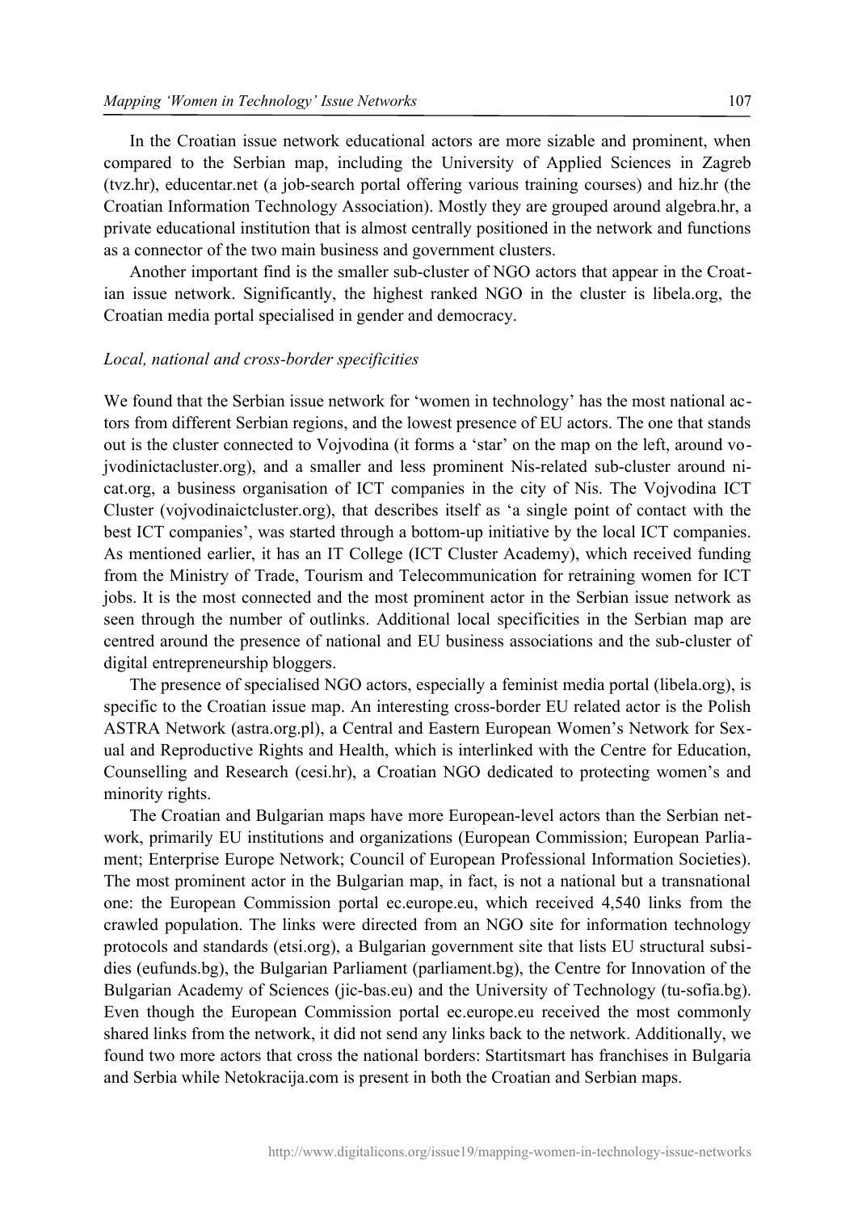In the Croatian issue network educational actors are more sizable and prominent, when compared to the Serbian map, including the University of Applied Sciences in Zagreb (tvz.hr), educentar.net (a job-search portal offering various training courses) and hiz.hr (the Croatian Information Technology Association). Mostly they are grouped around algebra.hr, a private educational institution that is almost centrally positioned in the network and functions as a connector of the two main business and government clusters.

Another important find is the smaller sub-cluster of NGO actors that appear in the Croatian issue network. Significantly, the highest ranked NGO in the cluster is libela.org, the Croatian media portal specialised in gender and democracy.

*Local, national and cross-border specificities*

We found that the Serbian issue network for 'women in technology' has the most national actors from different Serbian regions, and the lowest presence of EU actors. The one that stands out is the cluster connected to Vojvodina (it forms a 'star' on the map on the left, around vojvodinictacluster.org), and a smaller and less prominent Nis-related sub-cluster around nicat.org, a business organisation of ICT companies in the city of Nis. The Vojvodina ICT Cluster (vojvodinaictcluster.org), that describes itself as 'a single point of contact with the best ICT companies', was started through a bottom-up initiative by the local ICT companies. As mentioned earlier, it has an IT College (ICT Cluster Academy), which received funding from the Ministry of Trade, Tourism and Telecommunication for retraining women for ICT jobs. It is the most connected and the most prominent actor in the Serbian issue network as seen through the number of outlinks. Additional local specificities in the Serbian map are centred around the presence of national and EU business associations and the sub-cluster of digital entrepreneurship bloggers.

The presence of specialised NGO actors, especially a feminist media portal (libela.org), is specific to the Croatian issue map. An interesting cross-border EU related actor is the Polish ASTRA Network (astra.org.pl), a Central and Eastern European Women's Network for Sexual and Reproductive Rights and Health, which is interlinked with the Centre for Education, Counselling and Research (cesi.hr), a Croatian NGO dedicated to protecting women's and minority rights.

The Croatian and Bulgarian maps have more European-level actors than the Serbian network, primarily EU institutions and organizations (European Commission; European Parliament; Enterprise Europe Network; Council of European Professional Information Societies). The most prominent actor in the Bulgarian map, in fact, is not a national but a transnational one: the European Commission portal ec.europe.eu, which received 4,540 links from the crawled population. The links were directed from an NGO site for information technology protocols and standards (etsi.org), a Bulgarian government site that lists EU structural subsidies (eufunds.bg), the Bulgarian Parliament (parliament.bg), the Centre for Innovation of the Bulgarian Academy of Sciences (jic-bas.eu) and the University of Technology (tu-sofia.bg). Even though the European Commission portal ec.europe.eu received the most commonly shared links from the network, it did not send any links back to the network. Additionally, we found two more actors that cross the national borders: Startitsmart has franchises in Bulgaria and Serbia while Netokracija.com is present in both the Croatian and Serbian maps.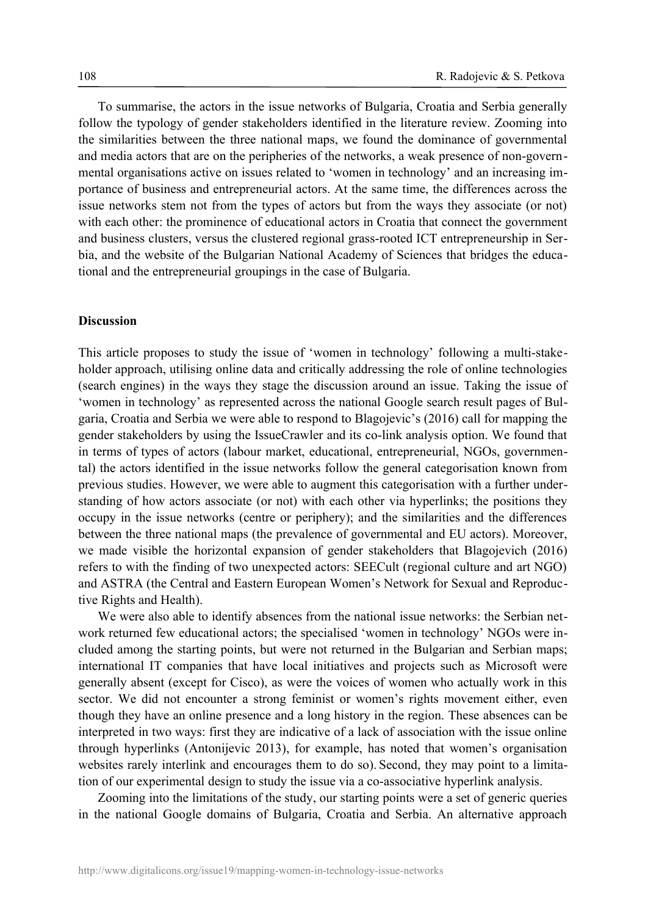To summarise, the actors in the issue networks of Bulgaria, Croatia and Serbia generally follow the typology of gender stakeholders identified in the literature review. Zooming into the similarities between the three national maps, we found the dominance of governmental and media actors that are on the peripheries of the networks, a weak presence of non-governmental organisations active on issues related to 'women in technology' and an increasing importance of business and entrepreneurial actors. At the same time, the differences across the issue networks stem not from the types of actors but from the ways they associate (or not) with each other: the prominence of educational actors in Croatia that connect the government and business clusters, versus the clustered regional grass-rooted ICT entrepreneurship in Serbia, and the website of the Bulgarian National Academy of Sciences that bridges the educational and the entrepreneurial groupings in the case of Bulgaria.

## Discussion

This article proposes to study the issue of 'women in technology' following a multi-stakeholder approach, utilising online data and critically addressing the role of online technologies (search engines) in the ways they stage the discussion around an issue. Taking the issue of 'women in technology' as represented across the national Google search result pages of Bulgaria, Croatia and Serbia we were able to respond to Blagojevic's (2016) call for mapping the gender stakeholders by using the IssueCrawler and its co-link analysis option. We found that in terms of types of actors (labour market, educational, entrepreneurial, NGOs, governmental) the actors identified in the issue networks follow the general categorisation known from previous studies. However, we were able to augment this categorisation with a further understanding of how actors associate (or not) with each other via hyperlinks; the positions they occupy in the issue networks (centre or periphery); and the similarities and the differences between the three national maps (the prevalence of governmental and EU actors). Moreover, we made visible the horizontal expansion of gender stakeholders that Blagojevich (2016) refers to with the finding of two unexpected actors: SEECult (regional culture and art NGO) and ASTRA (the Central and Eastern European Women's Network for Sexual and Reproductive Rights and Health).

We were also able to identify absences from the national issue networks: the Serbian network returned few educational actors; the specialised 'women in technology' NGOs were included among the starting points, but were not returned in the Bulgarian and Serbian maps; international IT companies that have local initiatives and projects such as Microsoft were generally absent (except for Cisco), as were the voices of women who actually work in this sector. We did not encounter a strong feminist or women's rights movement either, even though they have an online presence and a long history in the region. These absences can be interpreted in two ways: first they are indicative of a lack of association with the issue online through hyperlinks (Antonijevic 2013), for example, has noted that women's organisation websites rarely interlink and encourages them to do so). Second, they may point to a limitation of our experimental design to study the issue via a co-associative hyperlink analysis.

Zooming into the limitations of the study, our starting points were a set of generic queries in the national Google domains of Bulgaria, Croatia and Serbia. An alternative approach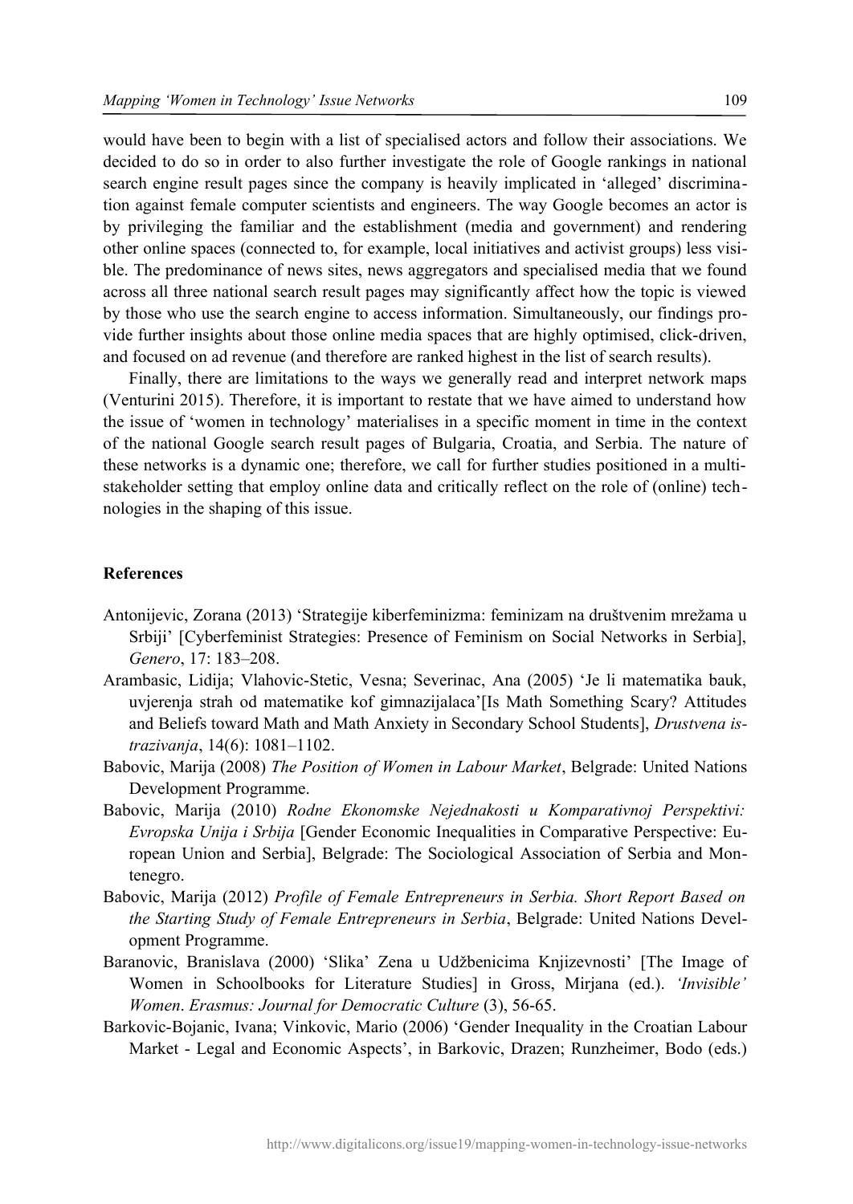would have been to begin with a list of specialised actors and follow their associations. We decided to do so in order to also further investigate the role of Google rankings in national search engine result pages since the company is heavily implicated in 'alleged' discrimination against female computer scientists and engineers. The way Google becomes an actor is by privileging the familiar and the establishment (media and government) and rendering other online spaces (connected to, for example, local initiatives and activist groups) less visible. The predominance of news sites, news aggregators and specialised media that we found across all three national search result pages may significantly affect how the topic is viewed by those who use the search engine to access information. Simultaneously, our findings provide further insights about those online media spaces that are highly optimised, click-driven, and focused on ad revenue (and therefore are ranked highest in the list of search results).

Finally, there are limitations to the ways we generally read and interpret network maps (Venturini 2015). Therefore, it is important to restate that we have aimed to understand how the issue of 'women in technology' materialises in a specific moment in time in the context of the national Google search result pages of Bulgaria, Croatia, and Serbia. The nature of these networks is a dynamic one; therefore, we call for further studies positioned in a multi-stakeholder setting that employ online data and critically reflect on the role of (online) technologies in the shaping of this issue.

## References

Antonijevic, Zorana (2013) 'Strategije kiberfeminizma: feminizam na društvenim mrežama u Srbiji' [Cyberfeminist Strategies: Presence of Feminism on Social Networks in Serbia], *Genero*, 17: 183–208.

Arambasic, Lidija; Vlahovic-Stetic, Vesna; Severinac, Ana (2005) 'Je li matematika bauk, uvjerenja strah od matematike kof gimnazijalaca'[Is Math Something Scary? Attitudes and Beliefs toward Math and Math Anxiety in Secondary School Students], *Drustvena istrazivanja*, 14(6): 1081–1102.

Babovic, Marija (2008) *The Position of Women in Labour Market*, Belgrade: United Nations Development Programme.

Babovic, Marija (2010) *Rodne Ekonomske Nejednakosti u Komparativnoj Perspektivi: Evropska Unija i Srbija* [Gender Economic Inequalities in Comparative Perspective: European Union and Serbia], Belgrade: The Sociological Association of Serbia and Montenegro.

Babovic, Marija (2012) *Profile of Female Entrepreneurs in Serbia. Short Report Based on the Starting Study of Female Entrepreneurs in Serbia*, Belgrade: United Nations Development Programme.

Baranovic, Branislava (2000) 'Slika' Zena u Udžbenicima Knjizevnosti' [The Image of Women in Schoolbooks for Literature Studies] in Gross, Mirjana (ed.). *'Invisible' Women*. *Erasmus: Journal for Democratic Culture* (3), 56-65.

Barkovic-Bojanic, Ivana; Vinkovic, Mario (2006) 'Gender Inequality in the Croatian Labour Market - Legal and Economic Aspects', in Barkovic, Drazen; Runzheimer, Bodo (eds.)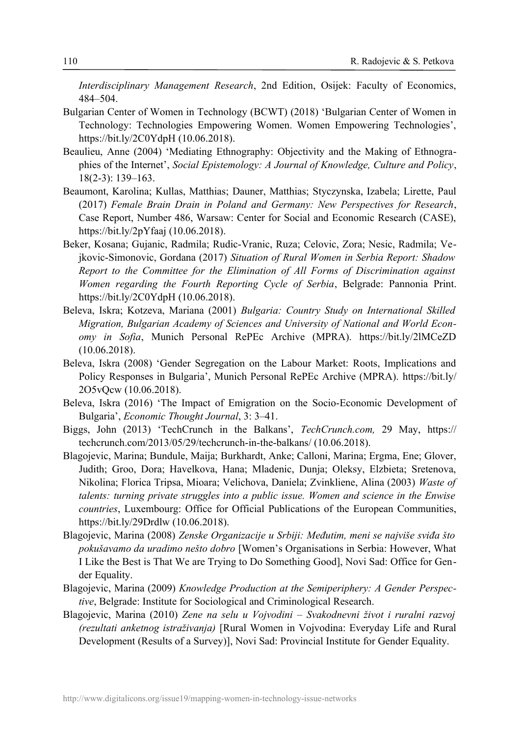*Interdisciplinary Management Research*, 2nd Edition, Osijek: Faculty of Economics, 484–504.

Bulgarian Center of Women in Technology (BCWT) (2018) 'Bulgarian Center of Women in Technology: Technologies Empowering Women. Women Empowering Technologies', https://bit.ly/2C0YdpH (10.06.2018).

Beaulieu, Anne (2004) 'Mediating Ethnography: Objectivity and the Making of Ethnographies of the Internet', *Social Epistemology: A Journal of Knowledge, Culture and Policy*, 18(2-3): 139–163.

Beaumont, Karolina; Kullas, Matthias; Dauner, Matthias; Styczynska, Izabela; Lirette, Paul (2017) *Female Brain Drain in Poland and Germany: New Perspectives for Research*, Case Report, Number 486, Warsaw: Center for Social and Economic Research (CASE), https://bit.ly/2pYfaaj (10.06.2018).

Beker, Kosana; Gujanic, Radmila; Rudic-Vranic, Ruza; Celovic, Zora; Nesic, Radmila; Vejkovic-Simonovic, Gordana (2017) *Situation of Rural Women in Serbia Report: Shadow Report to the Committee for the Elimination of All Forms of Discrimination against Women regarding the Fourth Reporting Cycle of Serbia*, Belgrade: Pannonia Print. https://bit.ly/2C0YdpH (10.06.2018).

Beleva, Iskra; Kotzeva, Mariana (2001) *Bulgaria: Country Study on International Skilled Migration, Bulgarian Academy of Sciences and University of National and World Economy in Sofia*, Munich Personal RePEc Archive (MPRA). https://bit.ly/2lMCeZD (10.06.2018).

Beleva, Iskra (2008) 'Gender Segregation on the Labour Market: Roots, Implications and Policy Responses in Bulgaria', Munich Personal RePEc Archive (MPRA). https://bit.ly/2O5vQcw (10.06.2018).

Beleva, Iskra (2016) 'The Impact of Emigration on the Socio-Economic Development of Bulgaria', *Economic Thought Journal*, 3: 3–41.

Biggs, John (2013) 'TechCrunch in the Balkans', *TechCrunch.com,* 29 May, https://techcrunch.com/2013/05/29/techcrunch-in-the-balkans/ (10.06.2018).

Blagojevic, Marina; Bundule, Maija; Burkhardt, Anke; Calloni, Marina; Ergma, Ene; Glover, Judith; Groo, Dora; Havelkova, Hana; Mladenic, Dunja; Oleksy, Elzbieta; Sretenova, Nikolina; Florica Tripsa, Mioara; Velichova, Daniela; Zvinkliene, Alina (2003) *Waste of talents: turning private struggles into a public issue. Women and science in the Enwise countries*, Luxembourg: Office for Official Publications of the European Communities, https://bit.ly/29Drdlw (10.06.2018).

Blagojevic, Marina (2008) *Zenske Organizacije u Srbiji: Međutim, meni se najviše sviđa što pokušavamo da uradimo nešto dobro* [Women's Organisations in Serbia: However, What I Like the Best is That We are Trying to Do Something Good], Novi Sad: Office for Gender Equality.

Blagojevic, Marina (2009) *Knowledge Production at the Semiperiphery: A Gender Perspective*, Belgrade: Institute for Sociological and Criminological Research.

Blagojevic, Marina (2010) *Zene na selu u Vojvodini – Svakodnevni život i ruralni razvoj (rezultati anketnog istraživanja)* [Rural Women in Vojvodina: Everyday Life and Rural Development (Results of a Survey)], Novi Sad: Provincial Institute for Gender Equality.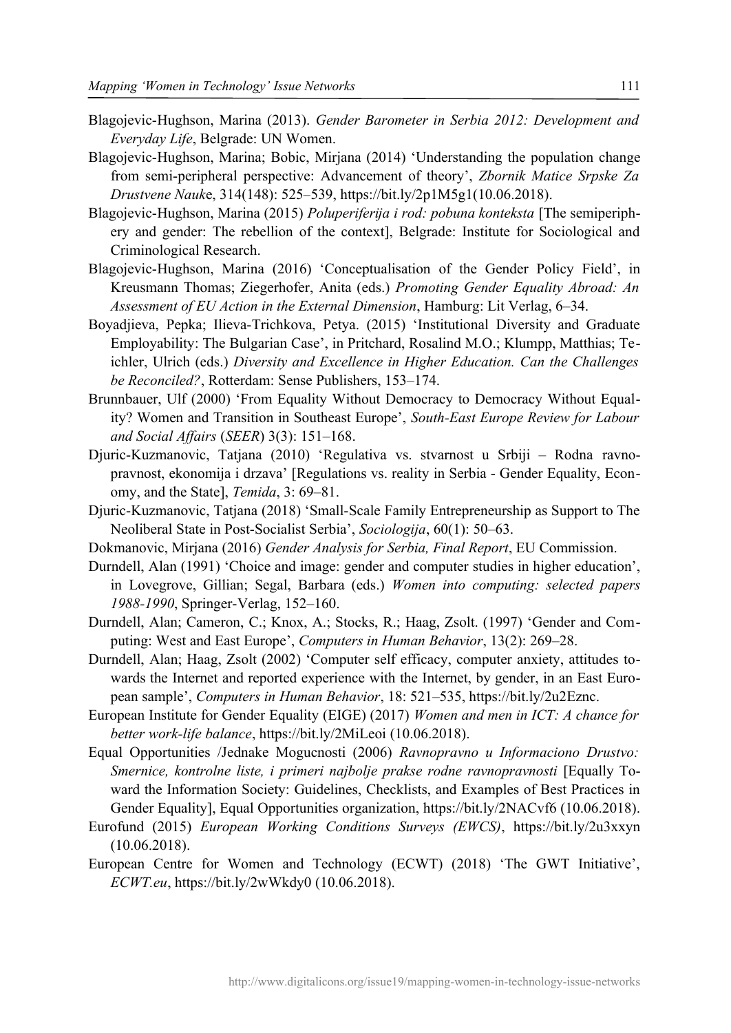Blagojevic-Hughson, Marina (2013). *Gender Barometer in Serbia 2012: Development and Everyday Life*, Belgrade: UN Women.

Blagojevic-Hughson, Marina; Bobic, Mirjana (2014) 'Understanding the population change from semi-peripheral perspective: Advancement of theory', *Zbornik Matice Srpske Za Drustvene Nauk*e, 314(148): 525–539, https://bit.ly/2p1M5g1(10.06.2018).

Blagojevic-Hughson, Marina (2015) *Poluperiferija i rod: pobuna konteksta* [The semiperiphery and gender: The rebellion of the context], Belgrade: Institute for Sociological and Criminological Research.

Blagojevic-Hughson, Marina (2016) 'Conceptualisation of the Gender Policy Field', in Kreusmann Thomas; Ziegerhofer, Anita (eds.) *Promoting Gender Equality Abroad: An Assessment of EU Action in the External Dimension*, Hamburg: Lit Verlag, 6–34.

Boyadjieva, Pepka; Ilieva-Trichkova, Petya. (2015) 'Institutional Diversity and Graduate Employability: The Bulgarian Case', in Pritchard, Rosalind M.O.; Klumpp, Matthias; Teichler, Ulrich (eds.) *Diversity and Excellence in Higher Education. Can the Challenges be Reconciled?*, Rotterdam: Sense Publishers, 153–174.

Brunnbauer, Ulf (2000) 'From Equality Without Democracy to Democracy Without Equality? Women and Transition in Southeast Europe', *South-East Europe Review for Labour and Social Affairs* (*SEER*) 3(3): 151–168.

Djuric-Kuzmanovic, Tatjana (2010) 'Regulativa vs. stvarnost u Srbiji – Rodna ravnopravnost, ekonomija i drzava' [Regulations vs. reality in Serbia - Gender Equality, Economy, and the State], *Temida*, 3: 69–81.

Djuric-Kuzmanovic, Tatjana (2018) 'Small-Scale Family Entrepreneurship as Support to The Neoliberal State in Post-Socialist Serbia', *Sociologija*, 60(1): 50–63.

Dokmanovic, Mirjana (2016) *Gender Analysis for Serbia, Final Report*, EU Commission.

Durndell, Alan (1991) 'Choice and image: gender and computer studies in higher education', in Lovegrove, Gillian; Segal, Barbara (eds.) *Women into computing: selected papers 1988-1990*, Springer-Verlag, 152–160.

Durndell, Alan; Cameron, C.; Knox, A.; Stocks, R.; Haag, Zsolt. (1997) 'Gender and Computing: West and East Europe', *Computers in Human Behavior*, 13(2): 269–28.

Durndell, Alan; Haag, Zsolt (2002) 'Computer self efficacy, computer anxiety, attitudes towards the Internet and reported experience with the Internet, by gender, in an East European sample', *Computers in Human Behavior*, 18: 521–535, https://bit.ly/2u2Eznc.

European Institute for Gender Equality (EIGE) (2017) *Women and men in ICT: A chance for better work-life balance*, https://bit.ly/2MiLeoi (10.06.2018).

Equal Opportunities /Jednake Mogucnosti (2006) *Ravnopravno u Informaciono Drustvo: Smernice, kontrolne liste, i primeri najbolje prakse rodne ravnopravnosti* [Equally Toward the Information Society: Guidelines, Checklists, and Examples of Best Practices in Gender Equality], Equal Opportunities organization, https://bit.ly/2NACvf6 (10.06.2018).

Eurofund (2015) *European Working Conditions Surveys (EWCS)*, https://bit.ly/2u3xxyn (10.06.2018).

European Centre for Women and Technology (ECWT) (2018) 'The GWT Initiative', *ECWT.eu*, https://bit.ly/2wWkdy0 (10.06.2018).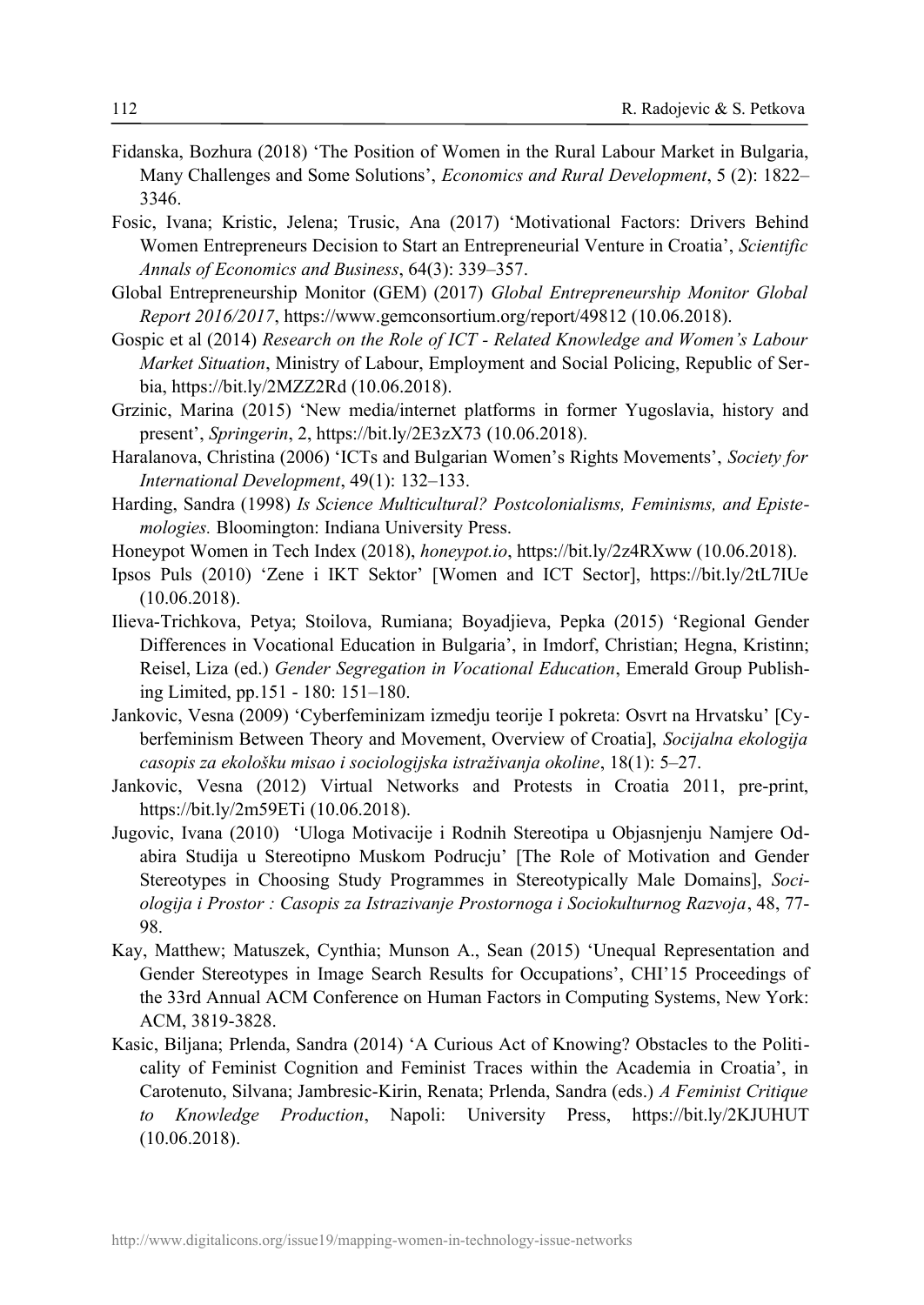Fidanska, Bozhura (2018) 'The Position of Women in the Rural Labour Market in Bulgaria, Many Challenges and Some Solutions', *Economics and Rural Development*, 5 (2): 1822–3346.

Fosic, Ivana; Kristic, Jelena; Trusic, Ana (2017) 'Motivational Factors: Drivers Behind Women Entrepreneurs Decision to Start an Entrepreneurial Venture in Croatia', *Scientific Annals of Economics and Business*, 64(3): 339–357.

Global Entrepreneurship Monitor (GEM) (2017) *Global Entrepreneurship Monitor Global Report 2016/2017*, https://www.gemconsortium.org/report/49812 (10.06.2018).

Gospic et al (2014) *Research on the Role of ICT - Related Knowledge and Women's Labour Market Situation*, Ministry of Labour, Employment and Social Policing, Republic of Serbia, https://bit.ly/2MZZ2Rd (10.06.2018).

Grzinic, Marina (2015) 'New media/internet platforms in former Yugoslavia, history and present', *Springerin*, 2, https://bit.ly/2E3zX73 (10.06.2018).

Haralanova, Christina (2006) 'ICTs and Bulgarian Women's Rights Movements', *Society for International Development*, 49(1): 132–133.

Harding, Sandra (1998) *Is Science Multicultural? Postcolonialisms, Feminisms, and Epistemologies.* Bloomington: Indiana University Press.

Honeypot Women in Tech Index (2018), *honeypot.io*, https://bit.ly/2z4RXww (10.06.2018).

Ipsos Puls (2010) 'Zene i IKT Sektor' [Women and ICT Sector], https://bit.ly/2tL7IUe (10.06.2018).

Ilieva-Trichkova, Petya; Stoilova, Rumiana; Boyadjieva, Pepka (2015) 'Regional Gender Differences in Vocational Education in Bulgaria', in Imdorf, Christian; Hegna, Kristinn; Reisel, Liza (ed.) *Gender Segregation in Vocational Education*, Emerald Group Publishing Limited, pp.151 - 180: 151–180.

Jankovic, Vesna (2009) 'Cyberfeminizam izmedju teorije I pokreta: Osvrt na Hrvatsku' [Cyberfeminism Between Theory and Movement, Overview of Croatia], *Socijalna ekologija casopis za ekološku misao i sociologijska istraživanja okoline*, 18(1): 5–27.

Jankovic, Vesna (2012) Virtual Networks and Protests in Croatia 2011, pre-print, https://bit.ly/2m59ETi (10.06.2018).

Jugovic, Ivana (2010) 'Uloga Motivacije i Rodnih Stereotipa u Objasnjenju Namjere Odabira Studija u Stereotipno Muskom Podrucju' [The Role of Motivation and Gender Stereotypes in Choosing Study Programmes in Stereotypically Male Domains], *Sociologija i Prostor : Casopis za Istrazivanje Prostornoga i Sociokulturnog Razvoja*, 48, 77-98.

Kay, Matthew; Matuszek, Cynthia; Munson A., Sean (2015) 'Unequal Representation and Gender Stereotypes in Image Search Results for Occupations', CHI'15 Proceedings of the 33rd Annual ACM Conference on Human Factors in Computing Systems, New York: ACM, 3819-3828.

Kasic, Biljana; Prlenda, Sandra (2014) 'A Curious Act of Knowing? Obstacles to the Politicality of Feminist Cognition and Feminist Traces within the Academia in Croatia', in Carotenuto, Silvana; Jambresic-Kirin, Renata; Prlenda, Sandra (eds.) *A Feminist Critique to Knowledge Production*, Napoli: University Press, https://bit.ly/2KJUHUT (10.06.2018).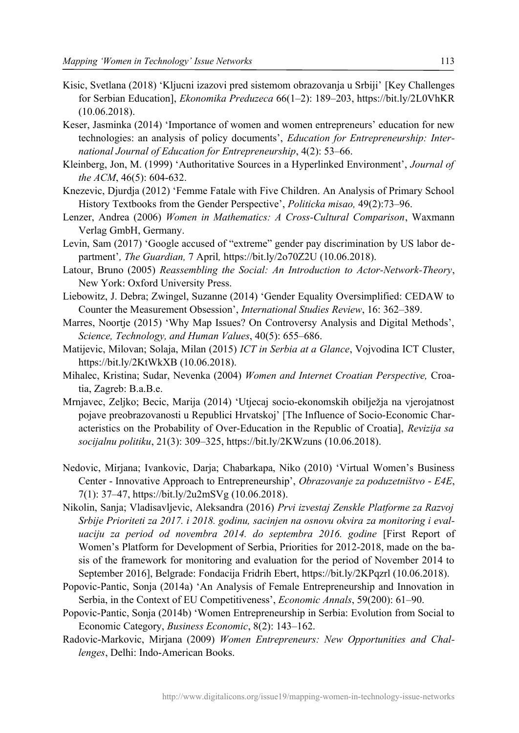Kisic, Svetlana (2018) 'Kljucni izazovi pred sistemom obrazovanja u Srbiji' [Key Challenges for Serbian Education], *Ekonomika Preduzeca* 66(1–2): 189–203, https://bit.ly/2L0VhKR (10.06.2018).

Keser, Jasminka (2014) 'Importance of women and women entrepreneurs' education for new technologies: an analysis of policy documents', *Education for Entrepreneurship: International Journal of Education for Entrepreneurship*, 4(2): 53–66.

Kleinberg, Jon, M. (1999) 'Authoritative Sources in a Hyperlinked Environment', *Journal of the ACM*, 46(5): 604-632.

Knezevic, Djurdja (2012) 'Femme Fatale with Five Children. An Analysis of Primary School History Textbooks from the Gender Perspective', *Politicka misao,* 49(2):73–96.

Lenzer, Andrea (2006) *Women in Mathematics: A Cross-Cultural Comparison*, Waxmann Verlag GmbH, Germany.

Levin, Sam (2017) 'Google accused of "extreme" gender pay discrimination by US labor department', *The Guardian,* 7 April*,* https://bit.ly/2o70Z2U (10.06.2018).

Latour, Bruno (2005) *Reassembling the Social: An Introduction to Actor-Network-Theory*, New York: Oxford University Press.

Liebowitz, J. Debra; Zwingel, Suzanne (2014) 'Gender Equality Oversimplified: CEDAW to Counter the Measurement Obsession', *International Studies Review*, 16: 362–389.

Marres, Noortje (2015) 'Why Map Issues? On Controversy Analysis and Digital Methods', *Science, Technology, and Human Values*, 40(5): 655–686.

Matijevic, Milovan; Solaja, Milan (2015) *ICT in Serbia at a Glance*, Vojvodina ICT Cluster, https://bit.ly/2KtWkXB (10.06.2018).

Mihalec, Kristina; Sudar, Nevenka (2004) *Women and Internet Croatian Perspective,* Croatia, Zagreb: B.a.B.e.

Mrnjavec, Zeljko; Becic, Marija (2014) 'Utjecaj socio-ekonomskih obilježja na vjerojatnost pojave preobrazovanosti u Republici Hrvatskoj' [The Influence of Socio-Economic Characteristics on the Probability of Over-Education in the Republic of Croatia], *Revizija sa socijalnu politiku*, 21(3): 309–325, https://bit.ly/2KWzuns (10.06.2018).

Nedovic, Mirjana; Ivankovic, Darja; Chabarkapa, Niko (2010) 'Virtual Women's Business Center - Innovative Approach to Entrepreneurship', *Obrazovanje za poduzetništvo - E4E*, 7(1): 37–47, https://bit.ly/2u2mSVg (10.06.2018).

Nikolin, Sanja; Vladisavljevic, Aleksandra (2016) *Prvi izvestaj Zenskle Platforme za Razvoj Srbije Prioriteti za 2017. i 2018. godinu, sacinjen na osnovu okvira za monitoring i evaluaciju za period od novembra 2014. do septembra 2016. godine* [First Report of Women's Platform for Development of Serbia, Priorities for 2012-2018, made on the basis of the framework for monitoring and evaluation for the period of November 2014 to September 2016], Belgrade: Fondacija Fridrih Ebert, https://bit.ly/2KPqzrl (10.06.2018).

Popovic-Pantic, Sonja (2014a) 'An Analysis of Female Entrepreneurship and Innovation in Serbia, in the Context of EU Competitiveness', *Economic Annals*, 59(200): 61–90.

Popovic-Pantic, Sonja (2014b) 'Women Entrepreneurship in Serbia: Evolution from Social to Economic Category, *Business Economic*, 8(2): 143–162.

Radovic-Markovic, Mirjana (2009) *Women Entrepreneurs: New Opportunities and Challenges*, Delhi: Indo-American Books.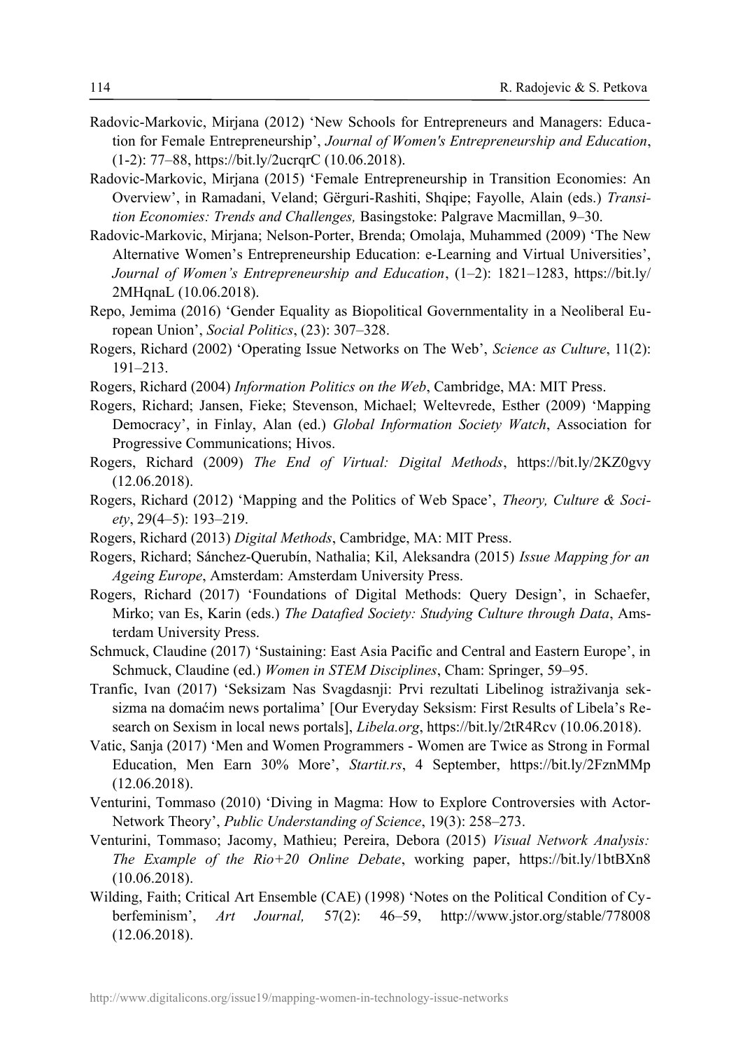Radovic-Markovic, Mirjana (2012) 'New Schools for Entrepreneurs and Managers: Education for Female Entrepreneurship', *Journal of Women's Entrepreneurship and Education*, (1-2): 77–88, https://bit.ly/2ucrqrC (10.06.2018).

Radovic-Markovic, Mirjana (2015) 'Female Entrepreneurship in Transition Economies: An Overview', in Ramadani, Veland; Gërguri-Rashiti, Shqipe; Fayolle, Alain (eds.) *Transition Economies: Trends and Challenges,* Basingstoke: Palgrave Macmillan, 9–30.

Radovic-Markovic, Mirjana; Nelson-Porter, Brenda; Omolaja, Muhammed (2009) 'The New Alternative Women's Entrepreneurship Education: e-Learning and Virtual Universities', *Journal of Women's Entrepreneurship and Education*, (1–2): 1821–1283, https://bit.ly/2MHqnaL (10.06.2018).

Repo, Jemima (2016) 'Gender Equality as Biopolitical Governmentality in a Neoliberal European Union', *Social Politics*, (23): 307–328.

Rogers, Richard (2002) 'Operating Issue Networks on The Web', *Science as Culture*, 11(2): 191–213.

Rogers, Richard (2004) *Information Politics on the Web*, Cambridge, MA: MIT Press.

Rogers, Richard; Jansen, Fieke; Stevenson, Michael; Weltevrede, Esther (2009) 'Mapping Democracy', in Finlay, Alan (ed.) *Global Information Society Watch*, Association for Progressive Communications; Hivos.

Rogers, Richard (2009) *The End of Virtual: Digital Methods*, https://bit.ly/2KZ0gvy (12.06.2018).

Rogers, Richard (2012) 'Mapping and the Politics of Web Space', *Theory, Culture & Society*, 29(4–5): 193–219.

Rogers, Richard (2013) *Digital Methods*, Cambridge, MA: MIT Press.

Rogers, Richard; Sánchez-Querubín, Nathalia; Kil, Aleksandra (2015) *Issue Mapping for an Ageing Europe*, Amsterdam: Amsterdam University Press.

Rogers, Richard (2017) 'Foundations of Digital Methods: Query Design', in Schaefer, Mirko; van Es, Karin (eds.) *The Datafied Society: Studying Culture through Data*, Amsterdam University Press.

Schmuck, Claudine (2017) 'Sustaining: East Asia Pacific and Central and Eastern Europe', in Schmuck, Claudine (ed.) *Women in STEM Disciplines*, Cham: Springer, 59–95.

Tranfic, Ivan (2017) 'Seksizam Nas Svagdasnji: Prvi rezultati Libelinog istraživanja seksizma na domaćim news portalima' [Our Everyday Seksism: First Results of Libela's Research on Sexism in local news portals], *Libela.org*, https://bit.ly/2tR4Rcv (10.06.2018).

Vatic, Sanja (2017) 'Men and Women Programmers - Women are Twice as Strong in Formal Education, Men Earn 30% More', *Startit.rs*, 4 September, https://bit.ly/2FznMMp (12.06.2018).

Venturini, Tommaso (2010) 'Diving in Magma: How to Explore Controversies with Actor-Network Theory', *Public Understanding of Science*, 19(3): 258–273.

Venturini, Tommaso; Jacomy, Mathieu; Pereira, Debora (2015) *Visual Network Analysis: The Example of the Rio+20 Online Debate*, working paper, https://bit.ly/1btBXn8 (10.06.2018).

Wilding, Faith; Critical Art Ensemble (CAE) (1998) 'Notes on the Political Condition of Cyberfeminism', *Art Journal,* 57(2): 46–59, http://www.jstor.org/stable/778008 (12.06.2018).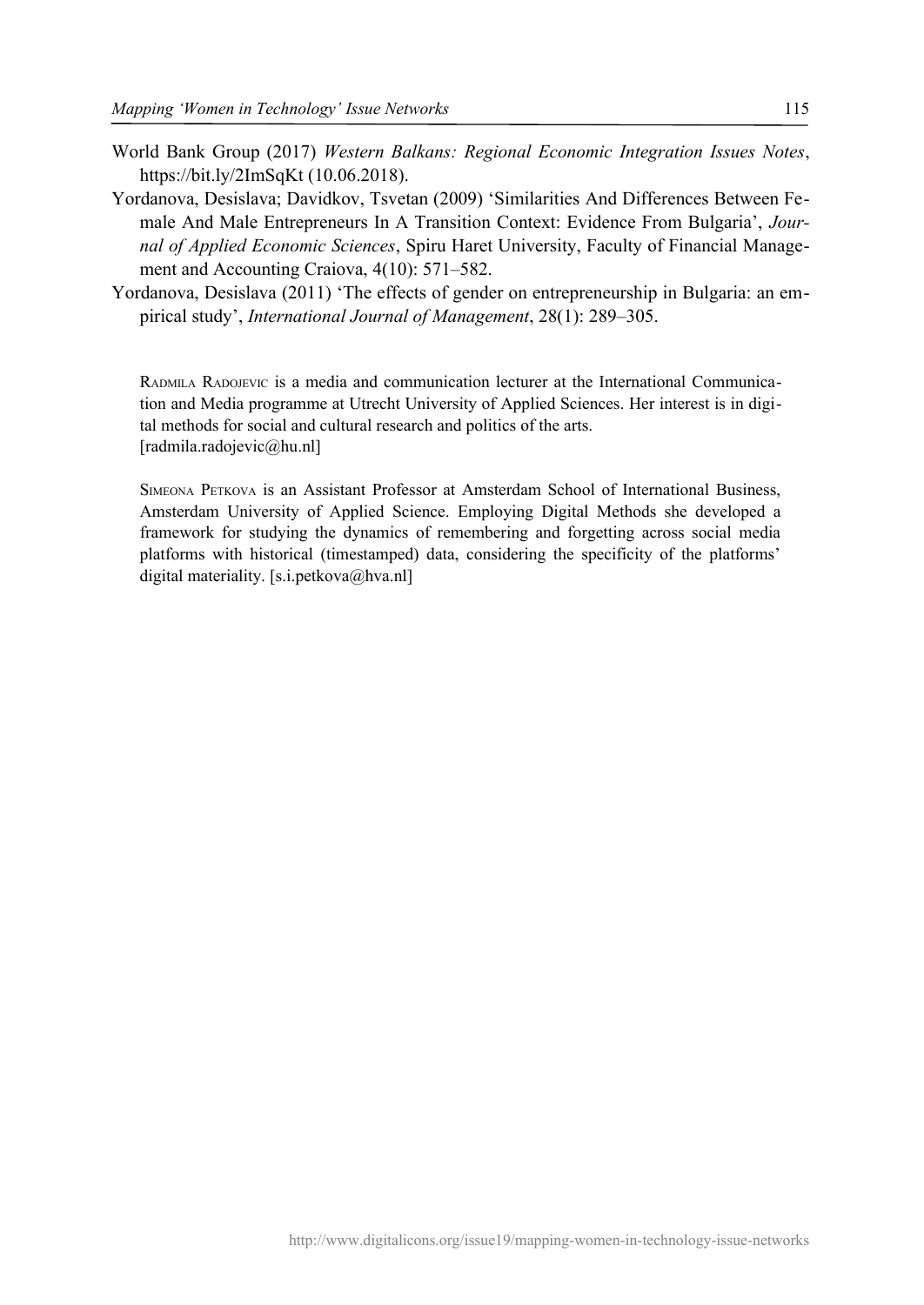World Bank Group (2017) *Western Balkans: Regional Economic Integration Issues Notes*, https://bit.ly/2ImSqKt (10.06.2018).

Yordanova, Desislava; Davidkov, Tsvetan (2009) 'Similarities And Differences Between Female And Male Entrepreneurs In A Transition Context: Evidence From Bulgaria', *Journal of Applied Economic Sciences*, Spiru Haret University, Faculty of Financial Management and Accounting Craiova, 4(10): 571–582.

Yordanova, Desislava (2011) 'The effects of gender on entrepreneurship in Bulgaria: an empirical study', *International Journal of Management*, 28(1): 289–305.

Radmila Radojevic is a media and communication lecturer at the International Communication and Media programme at Utrecht University of Applied Sciences. Her interest is in digital methods for social and cultural research and politics of the arts. [radmila.radojevic@hu.nl]

Simeona Petkova is an Assistant Professor at Amsterdam School of International Business, Amsterdam University of Applied Science. Employing Digital Methods she developed a framework for studying the dynamics of remembering and forgetting across social media platforms with historical (timestamped) data, considering the specificity of the platforms' digital materiality. [s.i.petkova@hva.nl]